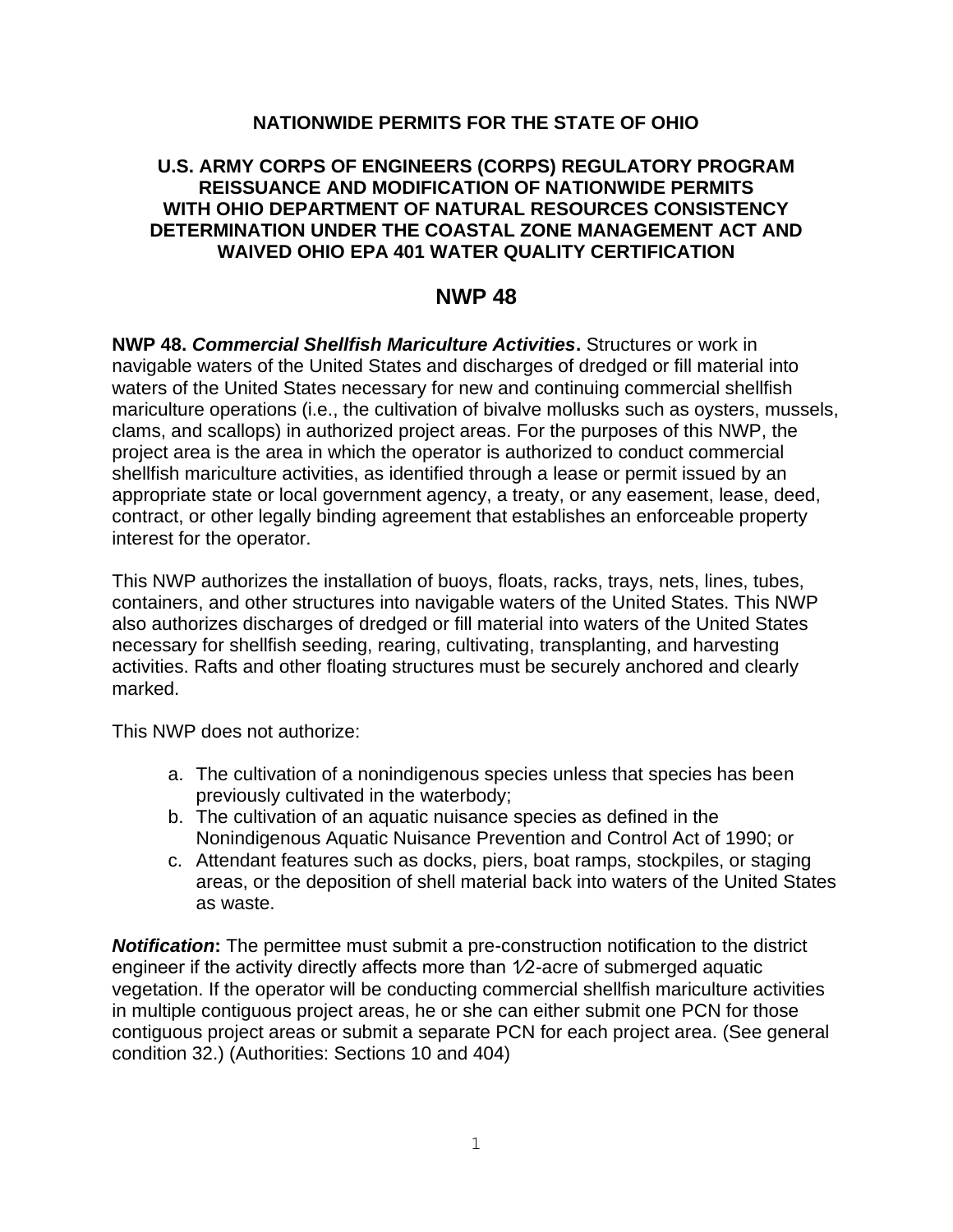**NATIONWIDE PERMITS FOR THE STATE OF OHIO**

**U.S. ARMY CORPS OF ENGINEERS (CORPS) REGULATORY PROGRAM REISSUANCE AND MODIFICATION OF NATIONWIDE PERMITS WITH OHIO DEPARTMENT OF NATURAL RESOURCES CONSISTENCY DETERMINATION UNDER THE COASTAL ZONE MANAGEMENT ACT AND WAIVED OHIO EPA 401 WATER QUALITY CERTIFICATION**

# NWP 48

**NWP 48. *Commercial Shellfish Mariculture Activities*.** Structures or work in navigable waters of the United States and discharges of dredged or fill material into waters of the United States necessary for new and continuing commercial shellfish mariculture operations (i.e., the cultivation of bivalve mollusks such as oysters, mussels, clams, and scallops) in authorized project areas. For the purposes of this NWP, the project area is the area in which the operator is authorized to conduct commercial shellfish mariculture activities, as identified through a lease or permit issued by an appropriate state or local government agency, a treaty, or any easement, lease, deed, contract, or other legally binding agreement that establishes an enforceable property interest for the operator.

This NWP authorizes the installation of buoys, floats, racks, trays, nets, lines, tubes, containers, and other structures into navigable waters of the United States. This NWP also authorizes discharges of dredged or fill material into waters of the United States necessary for shellfish seeding, rearing, cultivating, transplanting, and harvesting activities. Rafts and other floating structures must be securely anchored and clearly marked.

This NWP does not authorize:

a. The cultivation of a nonindigenous species unless that species has been previously cultivated in the waterbody;
b. The cultivation of an aquatic nuisance species as defined in the Nonindigenous Aquatic Nuisance Prevention and Control Act of 1990; or
c. Attendant features such as docks, piers, boat ramps, stockpiles, or staging areas, or the deposition of shell material back into waters of the United States as waste.

***Notification*:** The permittee must submit a pre-construction notification to the district engineer if the activity directly affects more than ½-acre of submerged aquatic vegetation. If the operator will be conducting commercial shellfish mariculture activities in multiple contiguous project areas, he or she can either submit one PCN for those contiguous project areas or submit a separate PCN for each project area. (See general condition 32.) (Authorities: Sections 10 and 404)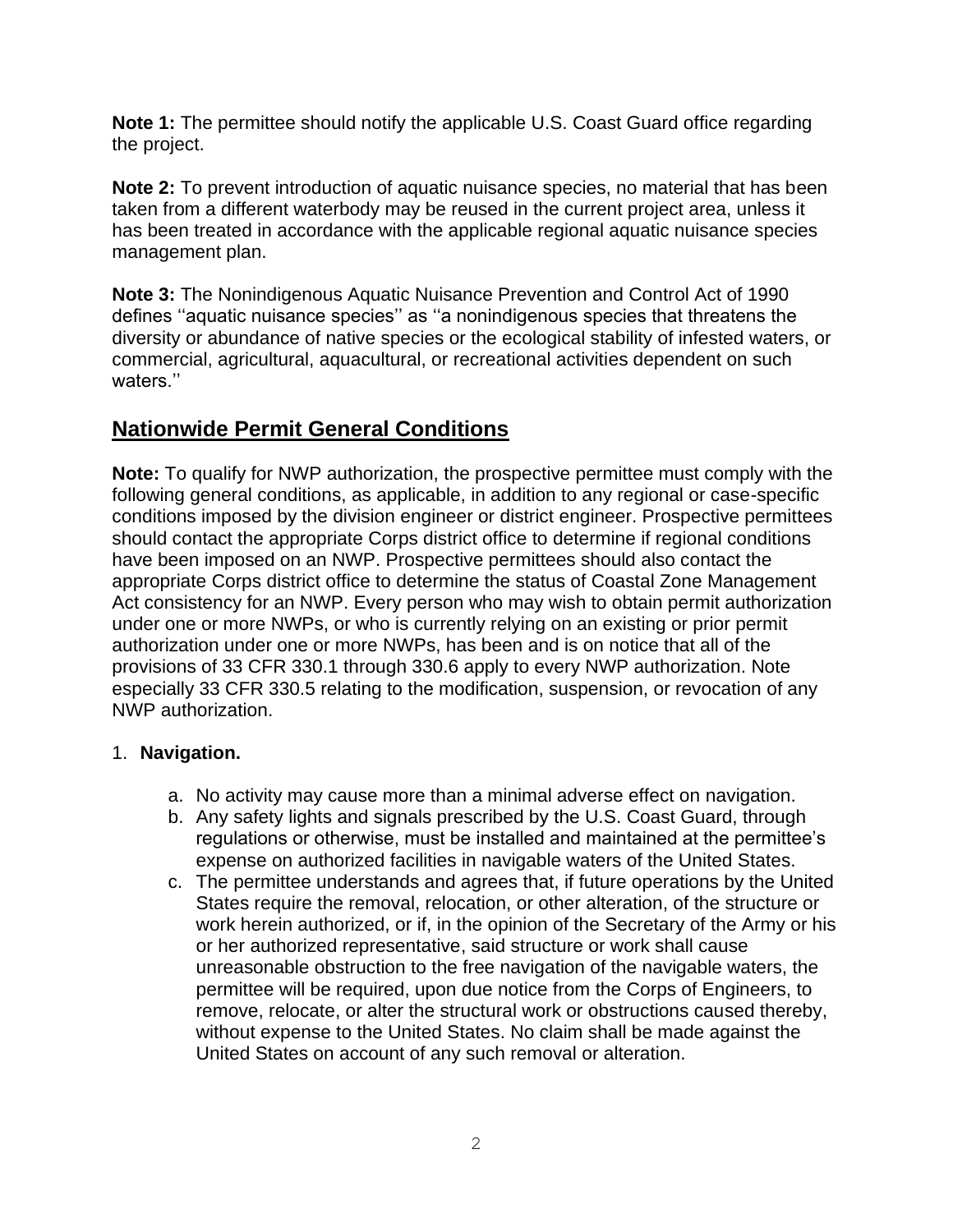**Note 1:** The permittee should notify the applicable U.S. Coast Guard office regarding the project.

**Note 2:** To prevent introduction of aquatic nuisance species, no material that has been taken from a different waterbody may be reused in the current project area, unless it has been treated in accordance with the applicable regional aquatic nuisance species management plan.

**Note 3:** The Nonindigenous Aquatic Nuisance Prevention and Control Act of 1990 defines ''aquatic nuisance species'' as ''a nonindigenous species that threatens the diversity or abundance of native species or the ecological stability of infested waters, or commercial, agricultural, aquacultural, or recreational activities dependent on such waters.''

## Nationwide Permit General Conditions

**Note:** To qualify for NWP authorization, the prospective permittee must comply with the following general conditions, as applicable, in addition to any regional or case-specific conditions imposed by the division engineer or district engineer. Prospective permittees should contact the appropriate Corps district office to determine if regional conditions have been imposed on an NWP. Prospective permittees should also contact the appropriate Corps district office to determine the status of Coastal Zone Management Act consistency for an NWP. Every person who may wish to obtain permit authorization under one or more NWPs, or who is currently relying on an existing or prior permit authorization under one or more NWPs, has been and is on notice that all of the provisions of 33 CFR 330.1 through 330.6 apply to every NWP authorization. Note especially 33 CFR 330.5 relating to the modification, suspension, or revocation of any NWP authorization.

1. **Navigation.**

    a. No activity may cause more than a minimal adverse effect on navigation.
    
    b. Any safety lights and signals prescribed by the U.S. Coast Guard, through regulations or otherwise, must be installed and maintained at the permittee's expense on authorized facilities in navigable waters of the United States.
    
    c. The permittee understands and agrees that, if future operations by the United States require the removal, relocation, or other alteration, of the structure or work herein authorized, or if, in the opinion of the Secretary of the Army or his or her authorized representative, said structure or work shall cause unreasonable obstruction to the free navigation of the navigable waters, the permittee will be required, upon due notice from the Corps of Engineers, to remove, relocate, or alter the structural work or obstructions caused thereby, without expense to the United States. No claim shall be made against the United States on account of any such removal or alteration.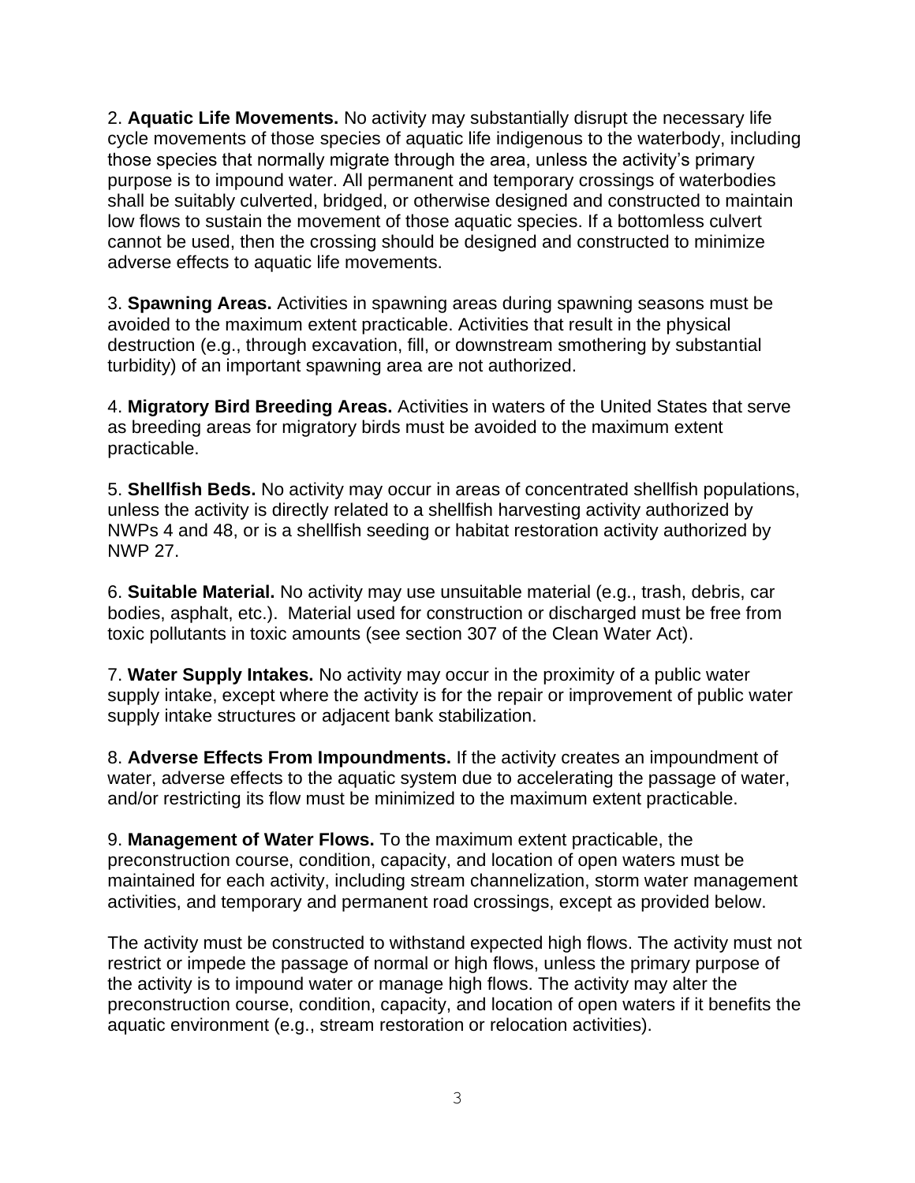2. **Aquatic Life Movements.** No activity may substantially disrupt the necessary life cycle movements of those species of aquatic life indigenous to the waterbody, including those species that normally migrate through the area, unless the activity's primary purpose is to impound water. All permanent and temporary crossings of waterbodies shall be suitably culverted, bridged, or otherwise designed and constructed to maintain low flows to sustain the movement of those aquatic species. If a bottomless culvert cannot be used, then the crossing should be designed and constructed to minimize adverse effects to aquatic life movements.

3. **Spawning Areas.** Activities in spawning areas during spawning seasons must be avoided to the maximum extent practicable. Activities that result in the physical destruction (e.g., through excavation, fill, or downstream smothering by substantial turbidity) of an important spawning area are not authorized.

4. **Migratory Bird Breeding Areas.** Activities in waters of the United States that serve as breeding areas for migratory birds must be avoided to the maximum extent practicable.

5. **Shellfish Beds.** No activity may occur in areas of concentrated shellfish populations, unless the activity is directly related to a shellfish harvesting activity authorized by NWPs 4 and 48, or is a shellfish seeding or habitat restoration activity authorized by NWP 27.

6. **Suitable Material.** No activity may use unsuitable material (e.g., trash, debris, car bodies, asphalt, etc.). Material used for construction or discharged must be free from toxic pollutants in toxic amounts (see section 307 of the Clean Water Act).

7. **Water Supply Intakes.** No activity may occur in the proximity of a public water supply intake, except where the activity is for the repair or improvement of public water supply intake structures or adjacent bank stabilization.

8. **Adverse Effects From Impoundments.** If the activity creates an impoundment of water, adverse effects to the aquatic system due to accelerating the passage of water, and/or restricting its flow must be minimized to the maximum extent practicable.

9. **Management of Water Flows.** To the maximum extent practicable, the preconstruction course, condition, capacity, and location of open waters must be maintained for each activity, including stream channelization, storm water management activities, and temporary and permanent road crossings, except as provided below.

The activity must be constructed to withstand expected high flows. The activity must not restrict or impede the passage of normal or high flows, unless the primary purpose of the activity is to impound water or manage high flows. The activity may alter the preconstruction course, condition, capacity, and location of open waters if it benefits the aquatic environment (e.g., stream restoration or relocation activities).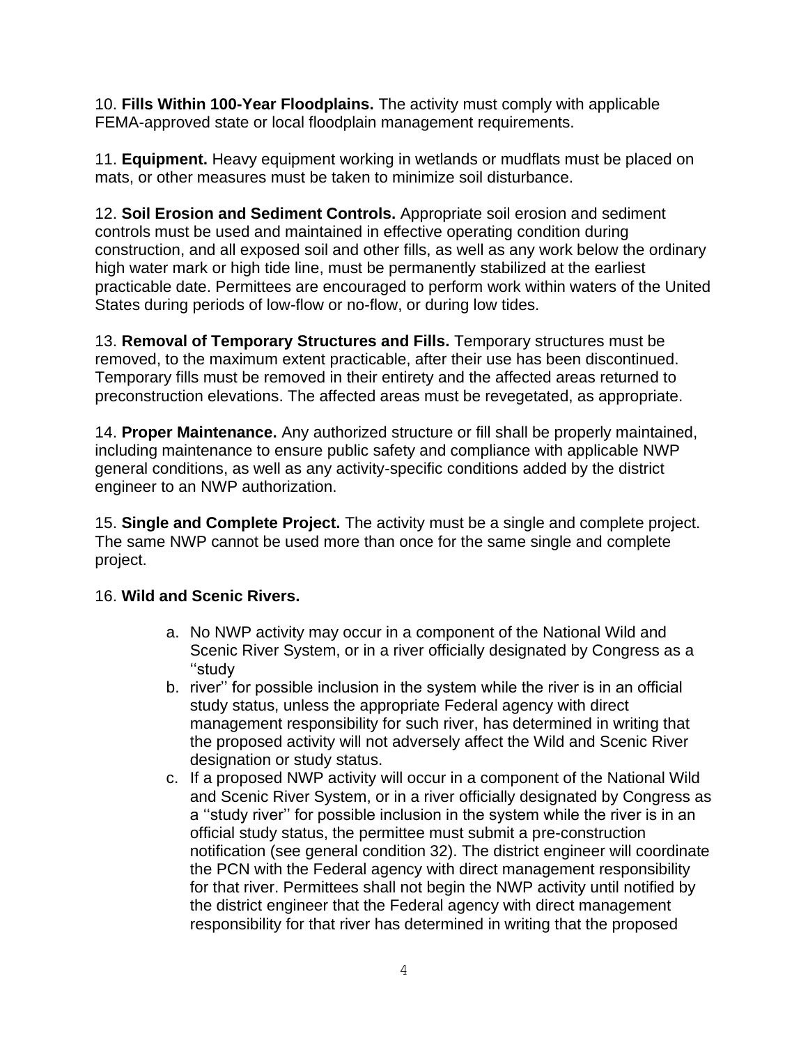10. **Fills Within 100-Year Floodplains.** The activity must comply with applicable FEMA-approved state or local floodplain management requirements.

11. **Equipment.** Heavy equipment working in wetlands or mudflats must be placed on mats, or other measures must be taken to minimize soil disturbance.

12. **Soil Erosion and Sediment Controls.** Appropriate soil erosion and sediment controls must be used and maintained in effective operating condition during construction, and all exposed soil and other fills, as well as any work below the ordinary high water mark or high tide line, must be permanently stabilized at the earliest practicable date. Permittees are encouraged to perform work within waters of the United States during periods of low-flow or no-flow, or during low tides.

13. **Removal of Temporary Structures and Fills.** Temporary structures must be removed, to the maximum extent practicable, after their use has been discontinued. Temporary fills must be removed in their entirety and the affected areas returned to preconstruction elevations. The affected areas must be revegetated, as appropriate.

14. **Proper Maintenance.** Any authorized structure or fill shall be properly maintained, including maintenance to ensure public safety and compliance with applicable NWP general conditions, as well as any activity-specific conditions added by the district engineer to an NWP authorization.

15. **Single and Complete Project.** The activity must be a single and complete project. The same NWP cannot be used more than once for the same single and complete project.

16. **Wild and Scenic Rivers.**

a. No NWP activity may occur in a component of the National Wild and Scenic River System, or in a river officially designated by Congress as a ''study
b. river'' for possible inclusion in the system while the river is in an official study status, unless the appropriate Federal agency with direct management responsibility for such river, has determined in writing that the proposed activity will not adversely affect the Wild and Scenic River designation or study status.
c. If a proposed NWP activity will occur in a component of the National Wild and Scenic River System, or in a river officially designated by Congress as a ''study river'' for possible inclusion in the system while the river is in an official study status, the permittee must submit a pre-construction notification (see general condition 32). The district engineer will coordinate the PCN with the Federal agency with direct management responsibility for that river. Permittees shall not begin the NWP activity until notified by the district engineer that the Federal agency with direct management responsibility for that river has determined in writing that the proposed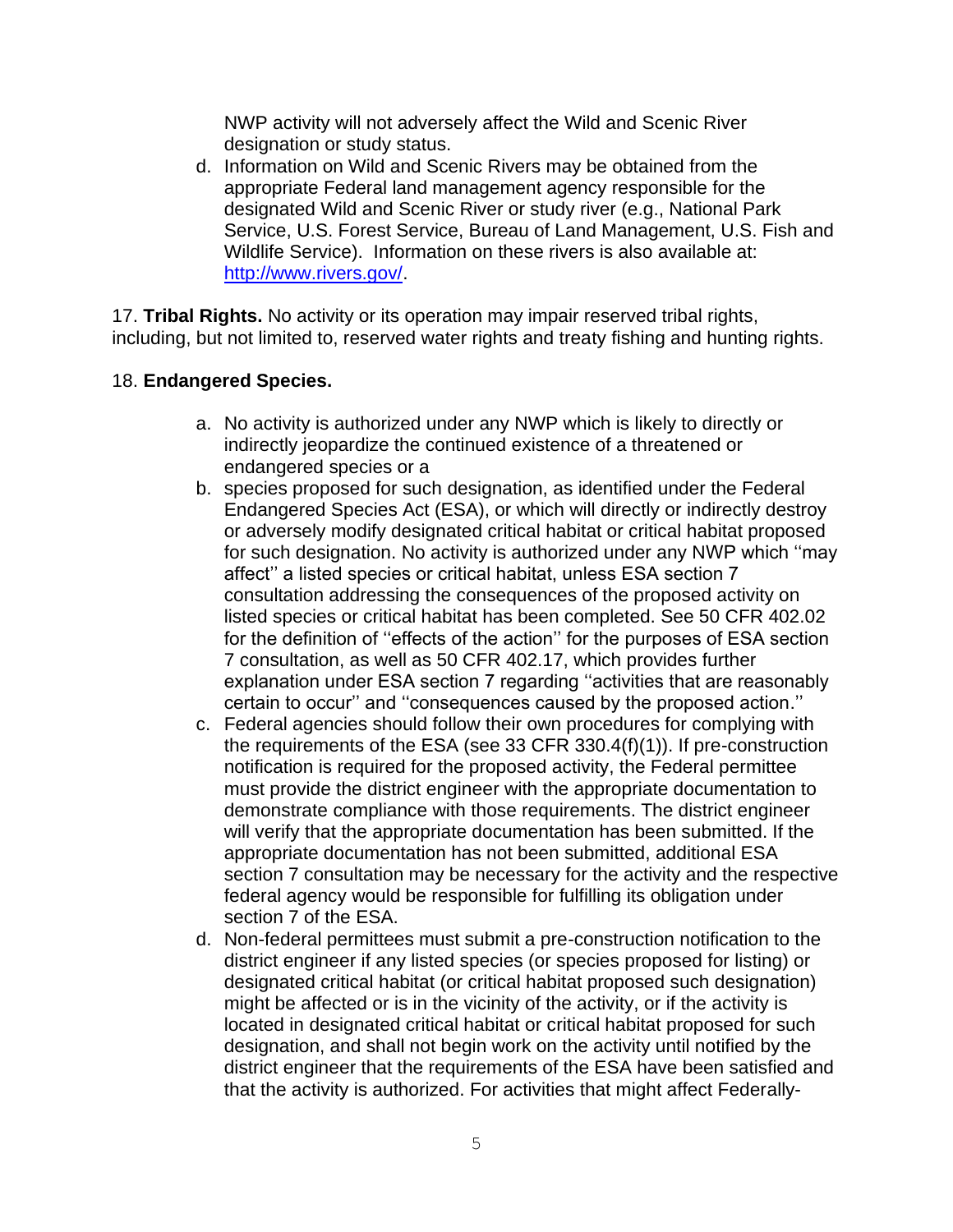NWP activity will not adversely affect the Wild and Scenic River designation or study status.

d. Information on Wild and Scenic Rivers may be obtained from the appropriate Federal land management agency responsible for the designated Wild and Scenic River or study river (e.g., National Park Service, U.S. Forest Service, Bureau of Land Management, U.S. Fish and Wildlife Service). Information on these rivers is also available at: [http://www.rivers.gov/](http://www.rivers.gov/).

17. **Tribal Rights.** No activity or its operation may impair reserved tribal rights, including, but not limited to, reserved water rights and treaty fishing and hunting rights.

18. **Endangered Species.**

a. No activity is authorized under any NWP which is likely to directly or indirectly jeopardize the continued existence of a threatened or endangered species or a

b. species proposed for such designation, as identified under the Federal Endangered Species Act (ESA), or which will directly or indirectly destroy or adversely modify designated critical habitat or critical habitat proposed for such designation. No activity is authorized under any NWP which ''may affect'' a listed species or critical habitat, unless ESA section 7 consultation addressing the consequences of the proposed activity on listed species or critical habitat has been completed. See 50 CFR 402.02 for the definition of ''effects of the action'' for the purposes of ESA section 7 consultation, as well as 50 CFR 402.17, which provides further explanation under ESA section 7 regarding ''activities that are reasonably certain to occur'' and ''consequences caused by the proposed action.''

c. Federal agencies should follow their own procedures for complying with the requirements of the ESA (see 33 CFR 330.4(f)(1)). If pre-construction notification is required for the proposed activity, the Federal permittee must provide the district engineer with the appropriate documentation to demonstrate compliance with those requirements. The district engineer will verify that the appropriate documentation has been submitted. If the appropriate documentation has not been submitted, additional ESA section 7 consultation may be necessary for the activity and the respective federal agency would be responsible for fulfilling its obligation under section 7 of the ESA.

d. Non-federal permittees must submit a pre-construction notification to the district engineer if any listed species (or species proposed for listing) or designated critical habitat (or critical habitat proposed such designation) might be affected or is in the vicinity of the activity, or if the activity is located in designated critical habitat or critical habitat proposed for such designation, and shall not begin work on the activity until notified by the district engineer that the requirements of the ESA have been satisfied and that the activity is authorized. For activities that might affect Federally-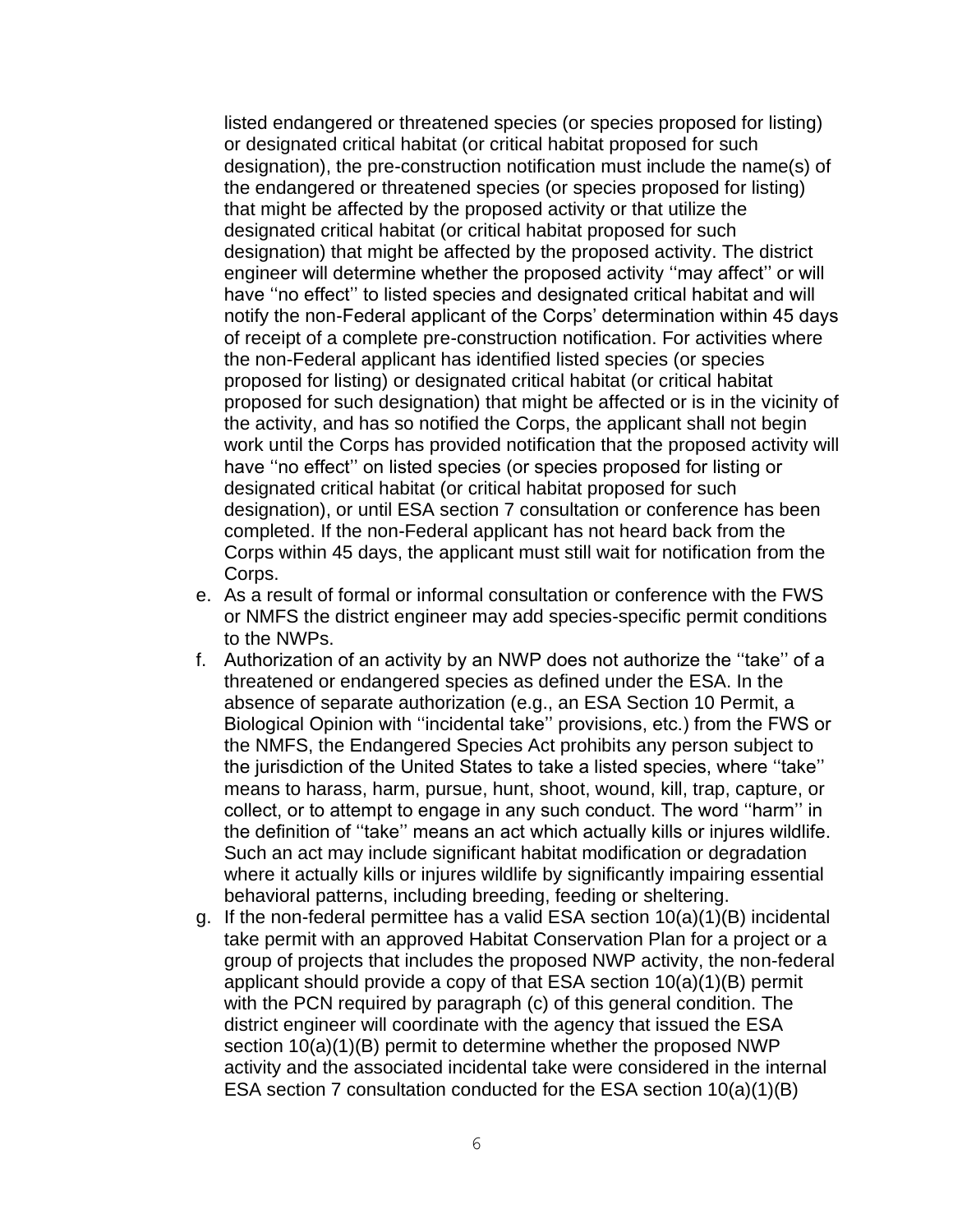listed endangered or threatened species (or species proposed for listing) or designated critical habitat (or critical habitat proposed for such designation), the pre-construction notification must include the name(s) of the endangered or threatened species (or species proposed for listing) that might be affected by the proposed activity or that utilize the designated critical habitat (or critical habitat proposed for such designation) that might be affected by the proposed activity. The district engineer will determine whether the proposed activity ''may affect'' or will have ''no effect'' to listed species and designated critical habitat and will notify the non-Federal applicant of the Corps' determination within 45 days of receipt of a complete pre-construction notification. For activities where the non-Federal applicant has identified listed species (or species proposed for listing) or designated critical habitat (or critical habitat proposed for such designation) that might be affected or is in the vicinity of the activity, and has so notified the Corps, the applicant shall not begin work until the Corps has provided notification that the proposed activity will have ''no effect'' on listed species (or species proposed for listing or designated critical habitat (or critical habitat proposed for such designation), or until ESA section 7 consultation or conference has been completed. If the non-Federal applicant has not heard back from the Corps within 45 days, the applicant must still wait for notification from the Corps.

e. As a result of formal or informal consultation or conference with the FWS or NMFS the district engineer may add species-specific permit conditions to the NWPs.
f. Authorization of an activity by an NWP does not authorize the ''take'' of a threatened or endangered species as defined under the ESA. In the absence of separate authorization (e.g., an ESA Section 10 Permit, a Biological Opinion with ''incidental take'' provisions, etc.) from the FWS or the NMFS, the Endangered Species Act prohibits any person subject to the jurisdiction of the United States to take a listed species, where ''take'' means to harass, harm, pursue, hunt, shoot, wound, kill, trap, capture, or collect, or to attempt to engage in any such conduct. The word ''harm'' in the definition of ''take'' means an act which actually kills or injures wildlife. Such an act may include significant habitat modification or degradation where it actually kills or injures wildlife by significantly impairing essential behavioral patterns, including breeding, feeding or sheltering.
g. If the non-federal permittee has a valid ESA section 10(a)(1)(B) incidental take permit with an approved Habitat Conservation Plan for a project or a group of projects that includes the proposed NWP activity, the non-federal applicant should provide a copy of that ESA section 10(a)(1)(B) permit with the PCN required by paragraph (c) of this general condition. The district engineer will coordinate with the agency that issued the ESA section 10(a)(1)(B) permit to determine whether the proposed NWP activity and the associated incidental take were considered in the internal ESA section 7 consultation conducted for the ESA section 10(a)(1)(B)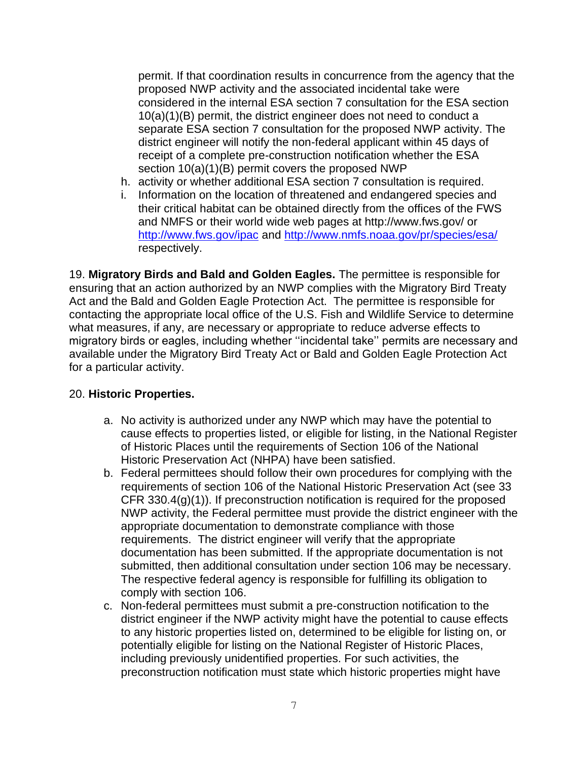permit. If that coordination results in concurrence from the agency that the proposed NWP activity and the associated incidental take were considered in the internal ESA section 7 consultation for the ESA section 10(a)(1)(B) permit, the district engineer does not need to conduct a separate ESA section 7 consultation for the proposed NWP activity. The district engineer will notify the non-federal applicant within 45 days of receipt of a complete pre-construction notification whether the ESA section 10(a)(1)(B) permit covers the proposed NWP

h. activity or whether additional ESA section 7 consultation is required.
i. Information on the location of threatened and endangered species and their critical habitat can be obtained directly from the offices of the FWS and NMFS or their world wide web pages at http://www.fws.gov/ or http://www.fws.gov/ipac and http://www.nmfs.noaa.gov/pr/species/esa/ respectively.

19. **Migratory Birds and Bald and Golden Eagles.** The permittee is responsible for ensuring that an action authorized by an NWP complies with the Migratory Bird Treaty Act and the Bald and Golden Eagle Protection Act. The permittee is responsible for contacting the appropriate local office of the U.S. Fish and Wildlife Service to determine what measures, if any, are necessary or appropriate to reduce adverse effects to migratory birds or eagles, including whether ''incidental take'' permits are necessary and available under the Migratory Bird Treaty Act or Bald and Golden Eagle Protection Act for a particular activity.

20. **Historic Properties.**

a. No activity is authorized under any NWP which may have the potential to cause effects to properties listed, or eligible for listing, in the National Register of Historic Places until the requirements of Section 106 of the National Historic Preservation Act (NHPA) have been satisfied.
b. Federal permittees should follow their own procedures for complying with the requirements of section 106 of the National Historic Preservation Act (see 33 CFR 330.4(g)(1)). If preconstruction notification is required for the proposed NWP activity, the Federal permittee must provide the district engineer with the appropriate documentation to demonstrate compliance with those requirements. The district engineer will verify that the appropriate documentation has been submitted. If the appropriate documentation is not submitted, then additional consultation under section 106 may be necessary. The respective federal agency is responsible for fulfilling its obligation to comply with section 106.
c. Non-federal permittees must submit a pre-construction notification to the district engineer if the NWP activity might have the potential to cause effects to any historic properties listed on, determined to be eligible for listing on, or potentially eligible for listing on the National Register of Historic Places, including previously unidentified properties. For such activities, the preconstruction notification must state which historic properties might have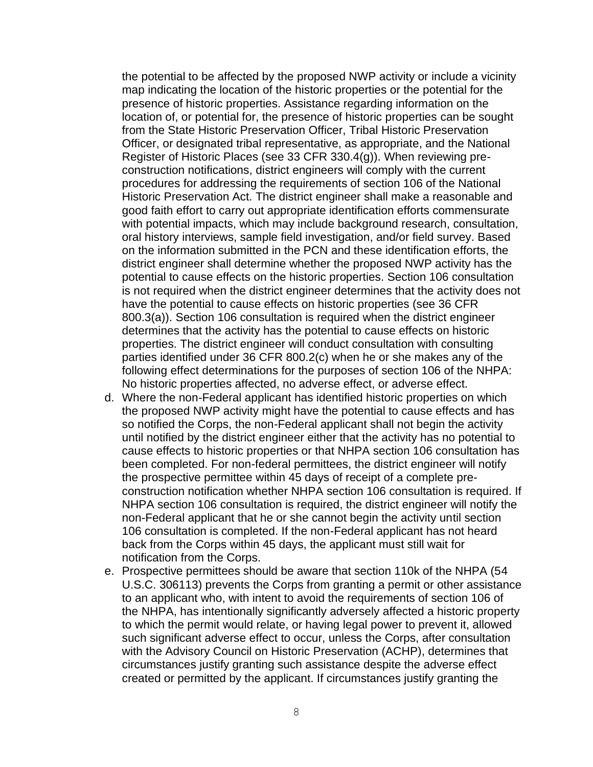the potential to be affected by the proposed NWP activity or include a vicinity map indicating the location of the historic properties or the potential for the presence of historic properties. Assistance regarding information on the location of, or potential for, the presence of historic properties can be sought from the State Historic Preservation Officer, Tribal Historic Preservation Officer, or designated tribal representative, as appropriate, and the National Register of Historic Places (see 33 CFR 330.4(g)). When reviewing pre-construction notifications, district engineers will comply with the current procedures for addressing the requirements of section 106 of the National Historic Preservation Act. The district engineer shall make a reasonable and good faith effort to carry out appropriate identification efforts commensurate with potential impacts, which may include background research, consultation, oral history interviews, sample field investigation, and/or field survey. Based on the information submitted in the PCN and these identification efforts, the district engineer shall determine whether the proposed NWP activity has the potential to cause effects on the historic properties. Section 106 consultation is not required when the district engineer determines that the activity does not have the potential to cause effects on historic properties (see 36 CFR 800.3(a)). Section 106 consultation is required when the district engineer determines that the activity has the potential to cause effects on historic properties. The district engineer will conduct consultation with consulting parties identified under 36 CFR 800.2(c) when he or she makes any of the following effect determinations for the purposes of section 106 of the NHPA: No historic properties affected, no adverse effect, or adverse effect.

d. Where the non-Federal applicant has identified historic properties on which the proposed NWP activity might have the potential to cause effects and has so notified the Corps, the non-Federal applicant shall not begin the activity until notified by the district engineer either that the activity has no potential to cause effects to historic properties or that NHPA section 106 consultation has been completed. For non-federal permittees, the district engineer will notify the prospective permittee within 45 days of receipt of a complete pre-construction notification whether NHPA section 106 consultation is required. If NHPA section 106 consultation is required, the district engineer will notify the non-Federal applicant that he or she cannot begin the activity until section 106 consultation is completed. If the non-Federal applicant has not heard back from the Corps within 45 days, the applicant must still wait for notification from the Corps.

e. Prospective permittees should be aware that section 110k of the NHPA (54 U.S.C. 306113) prevents the Corps from granting a permit or other assistance to an applicant who, with intent to avoid the requirements of section 106 of the NHPA, has intentionally significantly adversely affected a historic property to which the permit would relate, or having legal power to prevent it, allowed such significant adverse effect to occur, unless the Corps, after consultation with the Advisory Council on Historic Preservation (ACHP), determines that circumstances justify granting such assistance despite the adverse effect created or permitted by the applicant. If circumstances justify granting the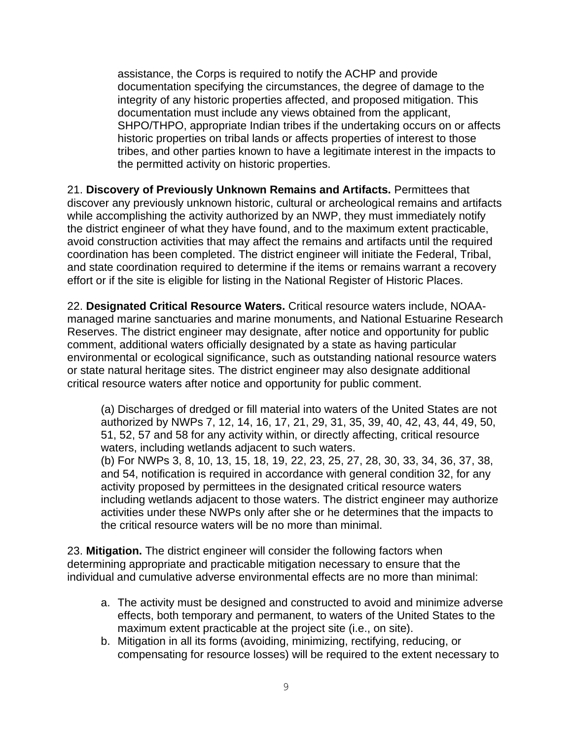assistance, the Corps is required to notify the ACHP and provide documentation specifying the circumstances, the degree of damage to the integrity of any historic properties affected, and proposed mitigation. This documentation must include any views obtained from the applicant, SHPO/THPO, appropriate Indian tribes if the undertaking occurs on or affects historic properties on tribal lands or affects properties of interest to those tribes, and other parties known to have a legitimate interest in the impacts to the permitted activity on historic properties.

21. **Discovery of Previously Unknown Remains and Artifacts.** Permittees that discover any previously unknown historic, cultural or archeological remains and artifacts while accomplishing the activity authorized by an NWP, they must immediately notify the district engineer of what they have found, and to the maximum extent practicable, avoid construction activities that may affect the remains and artifacts until the required coordination has been completed. The district engineer will initiate the Federal, Tribal, and state coordination required to determine if the items or remains warrant a recovery effort or if the site is eligible for listing in the National Register of Historic Places.

22. **Designated Critical Resource Waters.** Critical resource waters include, NOAA-managed marine sanctuaries and marine monuments, and National Estuarine Research Reserves. The district engineer may designate, after notice and opportunity for public comment, additional waters officially designated by a state as having particular environmental or ecological significance, such as outstanding national resource waters or state natural heritage sites. The district engineer may also designate additional critical resource waters after notice and opportunity for public comment.

(a) Discharges of dredged or fill material into waters of the United States are not authorized by NWPs 7, 12, 14, 16, 17, 21, 29, 31, 35, 39, 40, 42, 43, 44, 49, 50, 51, 52, 57 and 58 for any activity within, or directly affecting, critical resource waters, including wetlands adjacent to such waters.
(b) For NWPs 3, 8, 10, 13, 15, 18, 19, 22, 23, 25, 27, 28, 30, 33, 34, 36, 37, 38, and 54, notification is required in accordance with general condition 32, for any activity proposed by permittees in the designated critical resource waters including wetlands adjacent to those waters. The district engineer may authorize activities under these NWPs only after she or he determines that the impacts to the critical resource waters will be no more than minimal.

23. **Mitigation.** The district engineer will consider the following factors when determining appropriate and practicable mitigation necessary to ensure that the individual and cumulative adverse environmental effects are no more than minimal:

a. The activity must be designed and constructed to avoid and minimize adverse effects, both temporary and permanent, to waters of the United States to the maximum extent practicable at the project site (i.e., on site).
b. Mitigation in all its forms (avoiding, minimizing, rectifying, reducing, or compensating for resource losses) will be required to the extent necessary to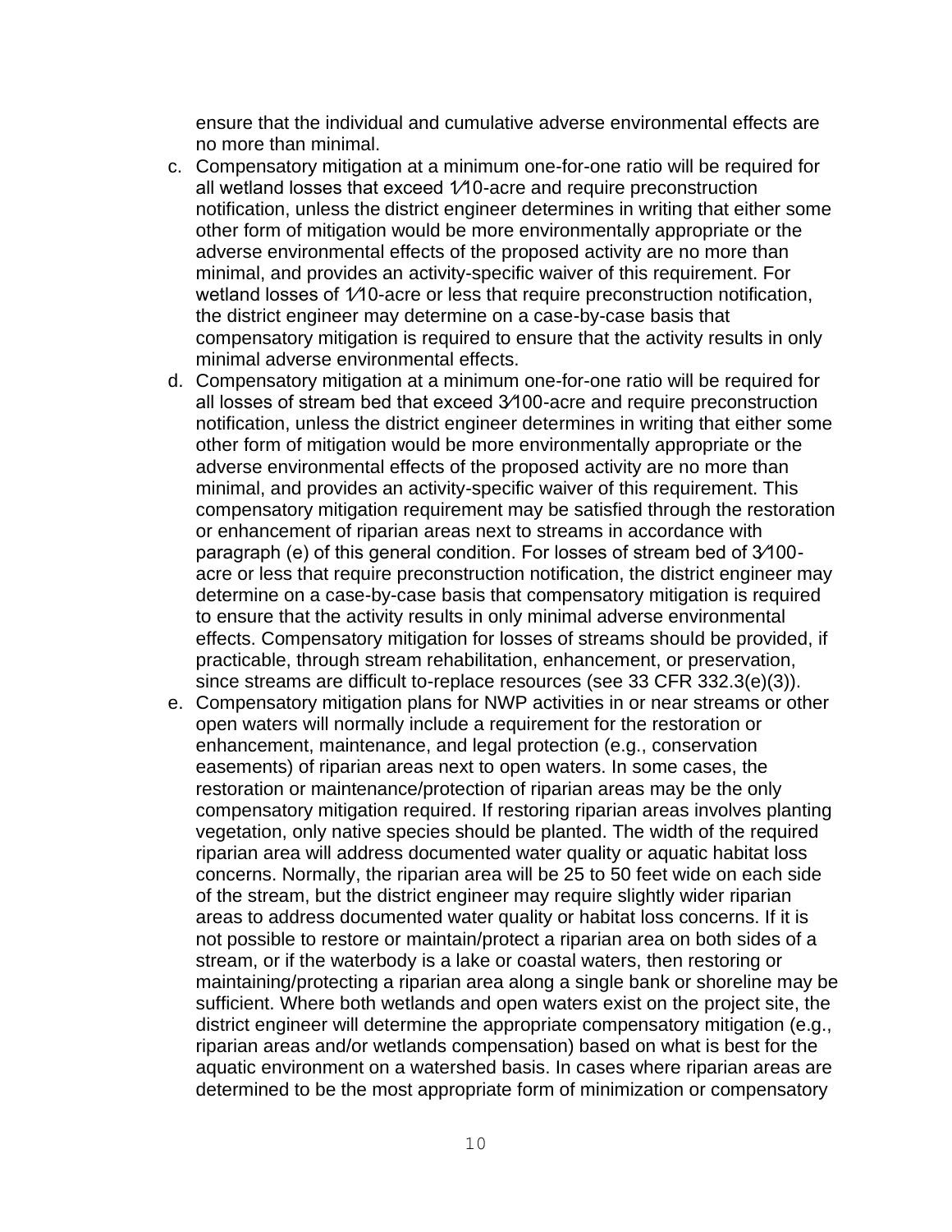ensure that the individual and cumulative adverse environmental effects are no more than minimal.

c. Compensatory mitigation at a minimum one-for-one ratio will be required for all wetland losses that exceed 1⁄10-acre and require preconstruction notification, unless the district engineer determines in writing that either some other form of mitigation would be more environmentally appropriate or the adverse environmental effects of the proposed activity are no more than minimal, and provides an activity-specific waiver of this requirement. For wetland losses of 1⁄10-acre or less that require preconstruction notification, the district engineer may determine on a case-by-case basis that compensatory mitigation is required to ensure that the activity results in only minimal adverse environmental effects.
d. Compensatory mitigation at a minimum one-for-one ratio will be required for all losses of stream bed that exceed 3⁄100-acre and require preconstruction notification, unless the district engineer determines in writing that either some other form of mitigation would be more environmentally appropriate or the adverse environmental effects of the proposed activity are no more than minimal, and provides an activity-specific waiver of this requirement. This compensatory mitigation requirement may be satisfied through the restoration or enhancement of riparian areas next to streams in accordance with paragraph (e) of this general condition. For losses of stream bed of 3⁄100-acre or less that require preconstruction notification, the district engineer may determine on a case-by-case basis that compensatory mitigation is required to ensure that the activity results in only minimal adverse environmental effects. Compensatory mitigation for losses of streams should be provided, if practicable, through stream rehabilitation, enhancement, or preservation, since streams are difficult to-replace resources (see 33 CFR 332.3(e)(3)).
e. Compensatory mitigation plans for NWP activities in or near streams or other open waters will normally include a requirement for the restoration or enhancement, maintenance, and legal protection (e.g., conservation easements) of riparian areas next to open waters. In some cases, the restoration or maintenance/protection of riparian areas may be the only compensatory mitigation required. If restoring riparian areas involves planting vegetation, only native species should be planted. The width of the required riparian area will address documented water quality or aquatic habitat loss concerns. Normally, the riparian area will be 25 to 50 feet wide on each side of the stream, but the district engineer may require slightly wider riparian areas to address documented water quality or habitat loss concerns. If it is not possible to restore or maintain/protect a riparian area on both sides of a stream, or if the waterbody is a lake or coastal waters, then restoring or maintaining/protecting a riparian area along a single bank or shoreline may be sufficient. Where both wetlands and open waters exist on the project site, the district engineer will determine the appropriate compensatory mitigation (e.g., riparian areas and/or wetlands compensation) based on what is best for the aquatic environment on a watershed basis. In cases where riparian areas are determined to be the most appropriate form of minimization or compensatory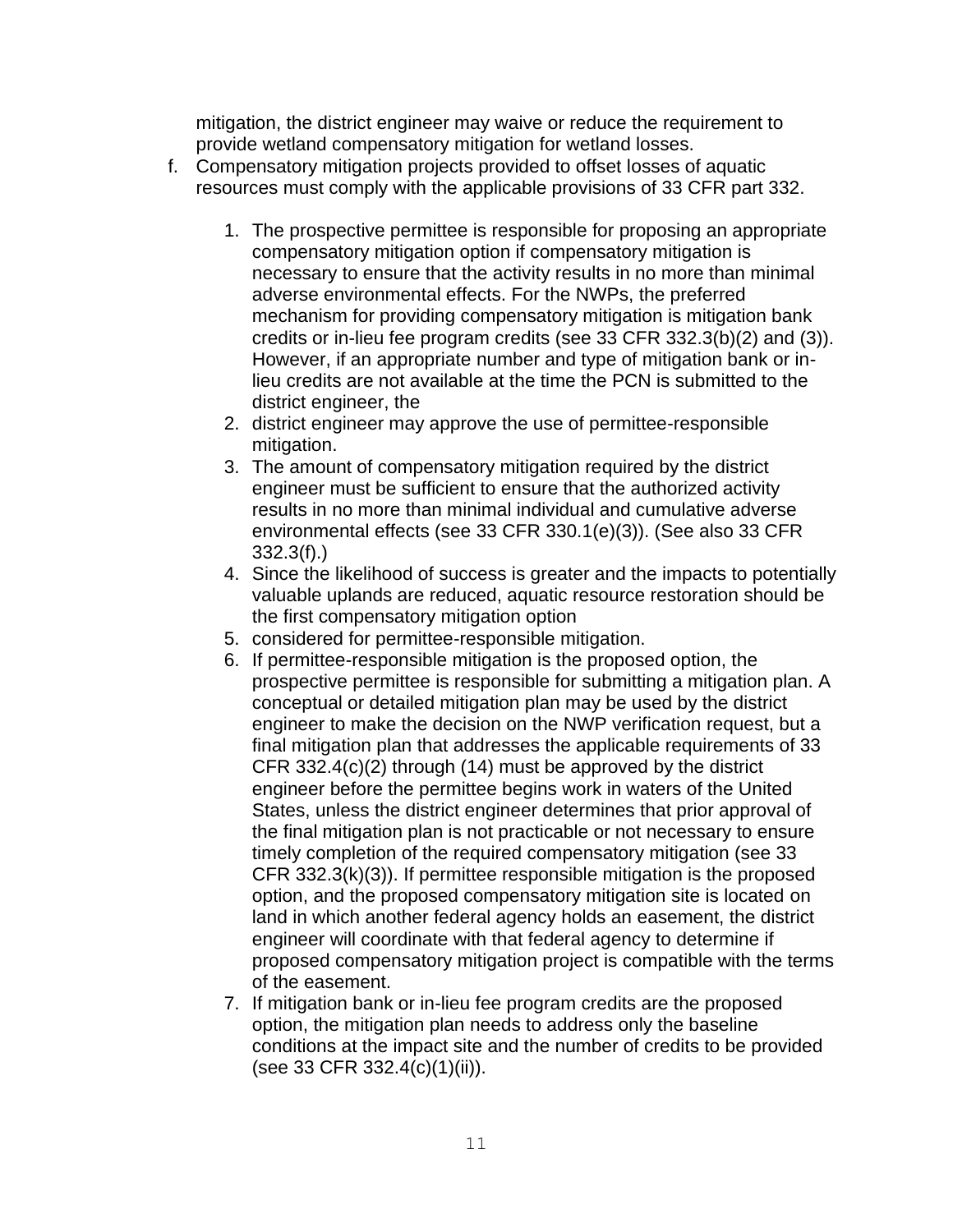mitigation, the district engineer may waive or reduce the requirement to provide wetland compensatory mitigation for wetland losses.

f. Compensatory mitigation projects provided to offset losses of aquatic resources must comply with the applicable provisions of 33 CFR part 332.

    1. The prospective permittee is responsible for proposing an appropriate compensatory mitigation option if compensatory mitigation is necessary to ensure that the activity results in no more than minimal adverse environmental effects. For the NWPs, the preferred mechanism for providing compensatory mitigation is mitigation bank credits or in-lieu fee program credits (see 33 CFR 332.3(b)(2) and (3)). However, if an appropriate number and type of mitigation bank or in-lieu credits are not available at the time the PCN is submitted to the district engineer, the
    2. district engineer may approve the use of permittee-responsible mitigation.
    3. The amount of compensatory mitigation required by the district engineer must be sufficient to ensure that the authorized activity results in no more than minimal individual and cumulative adverse environmental effects (see 33 CFR 330.1(e)(3)). (See also 33 CFR 332.3(f).)
    4. Since the likelihood of success is greater and the impacts to potentially valuable uplands are reduced, aquatic resource restoration should be the first compensatory mitigation option
    5. considered for permittee-responsible mitigation.
    6. If permittee-responsible mitigation is the proposed option, the prospective permittee is responsible for submitting a mitigation plan. A conceptual or detailed mitigation plan may be used by the district engineer to make the decision on the NWP verification request, but a final mitigation plan that addresses the applicable requirements of 33 CFR 332.4(c)(2) through (14) must be approved by the district engineer before the permittee begins work in waters of the United States, unless the district engineer determines that prior approval of the final mitigation plan is not practicable or not necessary to ensure timely completion of the required compensatory mitigation (see 33 CFR 332.3(k)(3)). If permittee responsible mitigation is the proposed option, and the proposed compensatory mitigation site is located on land in which another federal agency holds an easement, the district engineer will coordinate with that federal agency to determine if proposed compensatory mitigation project is compatible with the terms of the easement.
    7. If mitigation bank or in-lieu fee program credits are the proposed option, the mitigation plan needs to address only the baseline conditions at the impact site and the number of credits to be provided (see 33 CFR 332.4(c)(1)(ii)).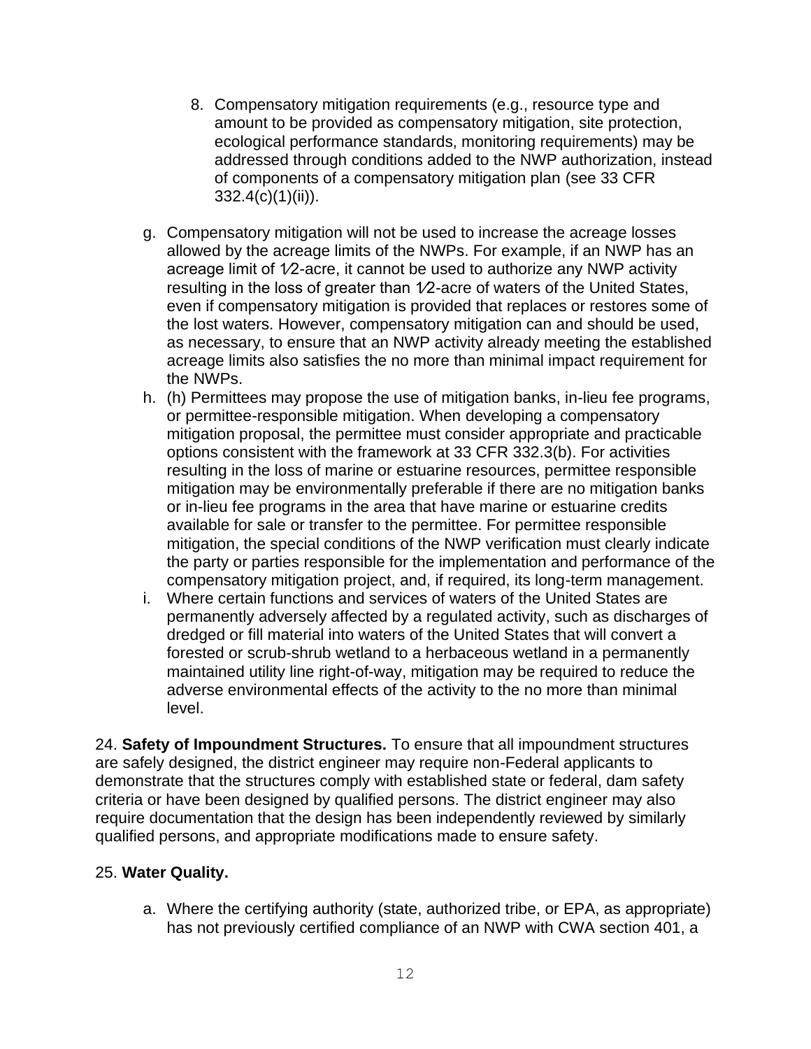8. Compensatory mitigation requirements (e.g., resource type and amount to be provided as compensatory mitigation, site protection, ecological performance standards, monitoring requirements) may be addressed through conditions added to the NWP authorization, instead of components of a compensatory mitigation plan (see 33 CFR 332.4(c)(1)(ii)).

g. Compensatory mitigation will not be used to increase the acreage losses allowed by the acreage limits of the NWPs. For example, if an NWP has an acreage limit of 1⁄2-acre, it cannot be used to authorize any NWP activity resulting in the loss of greater than 1⁄2-acre of waters of the United States, even if compensatory mitigation is provided that replaces or restores some of the lost waters. However, compensatory mitigation can and should be used, as necessary, to ensure that an NWP activity already meeting the established acreage limits also satisfies the no more than minimal impact requirement for the NWPs.

h. (h) Permittees may propose the use of mitigation banks, in-lieu fee programs, or permittee-responsible mitigation. When developing a compensatory mitigation proposal, the permittee must consider appropriate and practicable options consistent with the framework at 33 CFR 332.3(b). For activities resulting in the loss of marine or estuarine resources, permittee responsible mitigation may be environmentally preferable if there are no mitigation banks or in-lieu fee programs in the area that have marine or estuarine credits available for sale or transfer to the permittee. For permittee responsible mitigation, the special conditions of the NWP verification must clearly indicate the party or parties responsible for the implementation and performance of the compensatory mitigation project, and, if required, its long-term management.

i. Where certain functions and services of waters of the United States are permanently adversely affected by a regulated activity, such as discharges of dredged or fill material into waters of the United States that will convert a forested or scrub-shrub wetland to a herbaceous wetland in a permanently maintained utility line right-of-way, mitigation may be required to reduce the adverse environmental effects of the activity to the no more than minimal level.

24. **Safety of Impoundment Structures.** To ensure that all impoundment structures are safely designed, the district engineer may require non-Federal applicants to demonstrate that the structures comply with established state or federal, dam safety criteria or have been designed by qualified persons. The district engineer may also require documentation that the design has been independently reviewed by similarly qualified persons, and appropriate modifications made to ensure safety.

25. **Water Quality.**

a. Where the certifying authority (state, authorized tribe, or EPA, as appropriate) has not previously certified compliance of an NWP with CWA section 401, a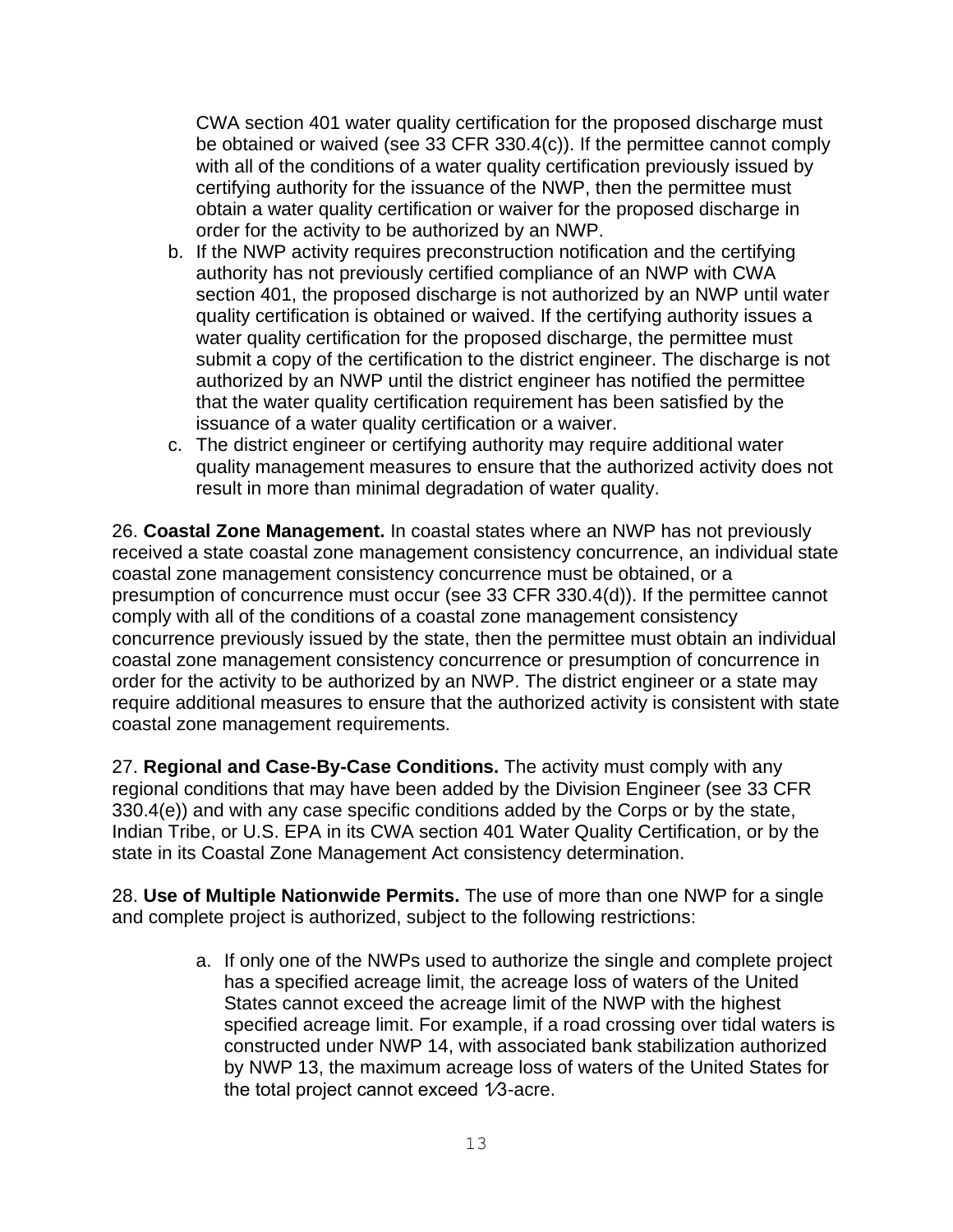CWA section 401 water quality certification for the proposed discharge must be obtained or waived (see 33 CFR 330.4(c)). If the permittee cannot comply with all of the conditions of a water quality certification previously issued by certifying authority for the issuance of the NWP, then the permittee must obtain a water quality certification or waiver for the proposed discharge in order for the activity to be authorized by an NWP.

b. If the NWP activity requires preconstruction notification and the certifying authority has not previously certified compliance of an NWP with CWA section 401, the proposed discharge is not authorized by an NWP until water quality certification is obtained or waived. If the certifying authority issues a water quality certification for the proposed discharge, the permittee must submit a copy of the certification to the district engineer. The discharge is not authorized by an NWP until the district engineer has notified the permittee that the water quality certification requirement has been satisfied by the issuance of a water quality certification or a waiver.
c. The district engineer or certifying authority may require additional water quality management measures to ensure that the authorized activity does not result in more than minimal degradation of water quality.

26. **Coastal Zone Management.** In coastal states where an NWP has not previously received a state coastal zone management consistency concurrence, an individual state coastal zone management consistency concurrence must be obtained, or a presumption of concurrence must occur (see 33 CFR 330.4(d)). If the permittee cannot comply with all of the conditions of a coastal zone management consistency concurrence previously issued by the state, then the permittee must obtain an individual coastal zone management consistency concurrence or presumption of concurrence in order for the activity to be authorized by an NWP. The district engineer or a state may require additional measures to ensure that the authorized activity is consistent with state coastal zone management requirements.

27. **Regional and Case-By-Case Conditions.** The activity must comply with any regional conditions that may have been added by the Division Engineer (see 33 CFR 330.4(e)) and with any case specific conditions added by the Corps or by the state, Indian Tribe, or U.S. EPA in its CWA section 401 Water Quality Certification, or by the state in its Coastal Zone Management Act consistency determination.

28. **Use of Multiple Nationwide Permits.** The use of more than one NWP for a single and complete project is authorized, subject to the following restrictions:

a. If only one of the NWPs used to authorize the single and complete project has a specified acreage limit, the acreage loss of waters of the United States cannot exceed the acreage limit of the NWP with the highest specified acreage limit. For example, if a road crossing over tidal waters is constructed under NWP 14, with associated bank stabilization authorized by NWP 13, the maximum acreage loss of waters of the United States for the total project cannot exceed 1⁄3-acre.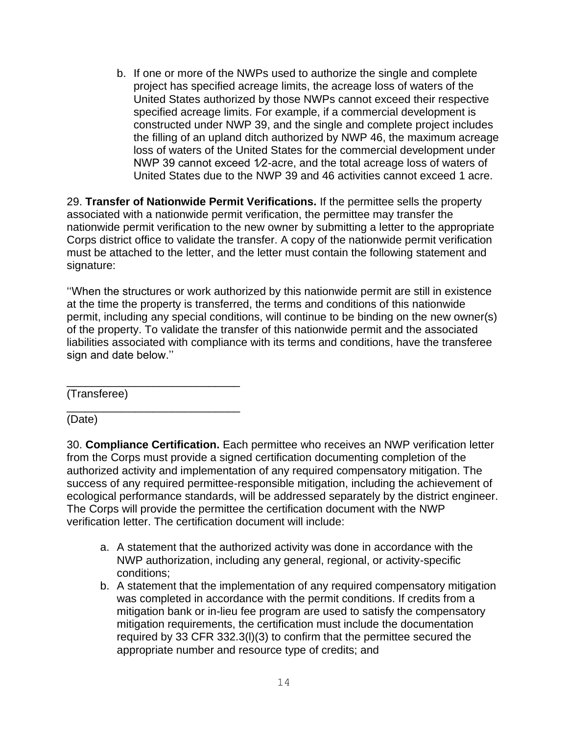b. If one or more of the NWPs used to authorize the single and complete project has specified acreage limits, the acreage loss of waters of the United States authorized by those NWPs cannot exceed their respective specified acreage limits. For example, if a commercial development is constructed under NWP 39, and the single and complete project includes the filling of an upland ditch authorized by NWP 46, the maximum acreage loss of waters of the United States for the commercial development under NWP 39 cannot exceed 1⁄2-acre, and the total acreage loss of waters of United States due to the NWP 39 and 46 activities cannot exceed 1 acre.

29. **Transfer of Nationwide Permit Verifications.** If the permittee sells the property associated with a nationwide permit verification, the permittee may transfer the nationwide permit verification to the new owner by submitting a letter to the appropriate Corps district office to validate the transfer. A copy of the nationwide permit verification must be attached to the letter, and the letter must contain the following statement and signature:

''When the structures or work authorized by this nationwide permit are still in existence at the time the property is transferred, the terms and conditions of this nationwide permit, including any special conditions, will continue to be binding on the new owner(s) of the property. To validate the transfer of this nationwide permit and the associated liabilities associated with compliance with its terms and conditions, have the transferee sign and date below.''

____________________________
(Transferee)

____________________________
(Date)

30. **Compliance Certification.** Each permittee who receives an NWP verification letter from the Corps must provide a signed certification documenting completion of the authorized activity and implementation of any required compensatory mitigation. The success of any required permittee-responsible mitigation, including the achievement of ecological performance standards, will be addressed separately by the district engineer. The Corps will provide the permittee the certification document with the NWP verification letter. The certification document will include:

a. A statement that the authorized activity was done in accordance with the NWP authorization, including any general, regional, or activity-specific conditions;
b. A statement that the implementation of any required compensatory mitigation was completed in accordance with the permit conditions. If credits from a mitigation bank or in-lieu fee program are used to satisfy the compensatory mitigation requirements, the certification must include the documentation required by 33 CFR 332.3(l)(3) to confirm that the permittee secured the appropriate number and resource type of credits; and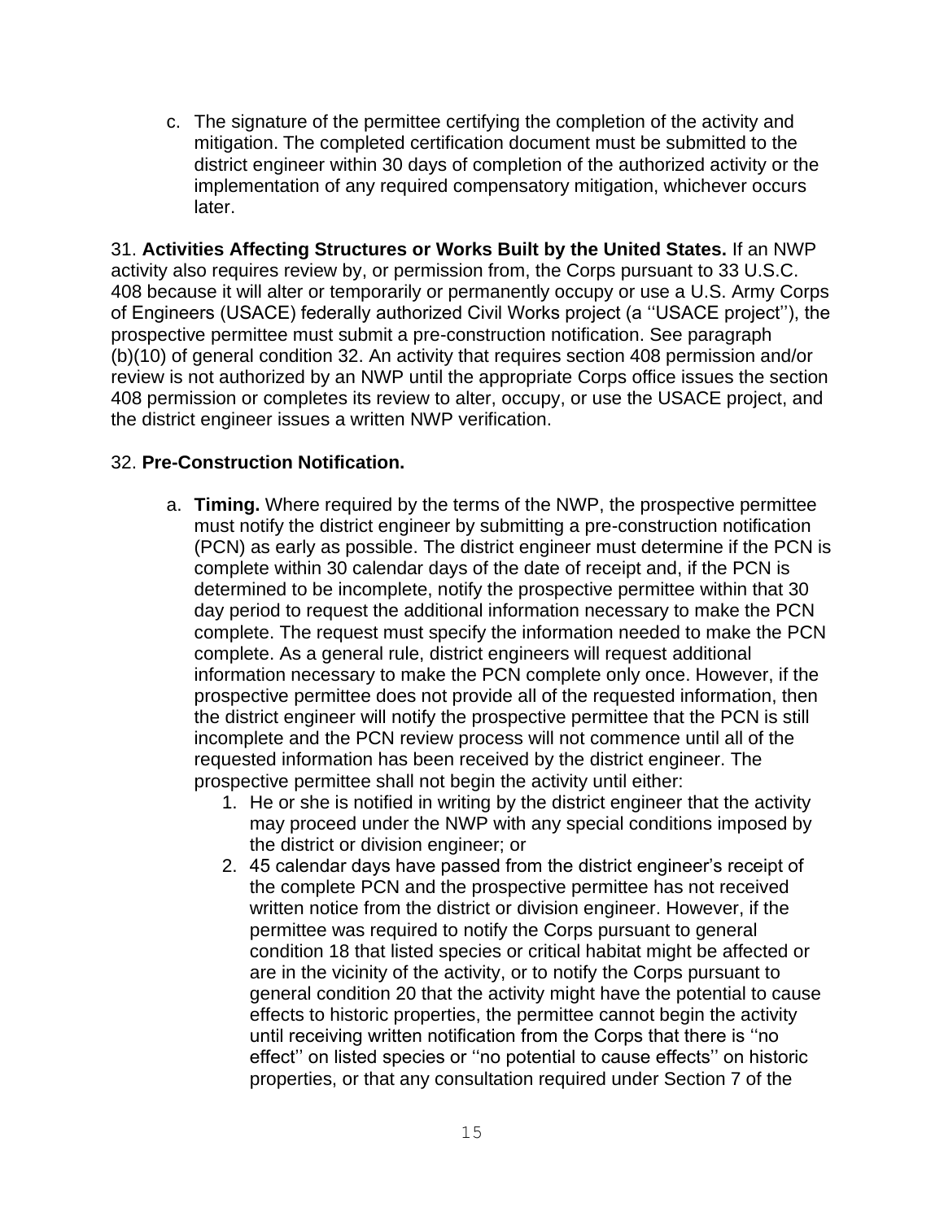c. The signature of the permittee certifying the completion of the activity and mitigation. The completed certification document must be submitted to the district engineer within 30 days of completion of the authorized activity or the implementation of any required compensatory mitigation, whichever occurs later.

31. **Activities Affecting Structures or Works Built by the United States.** If an NWP activity also requires review by, or permission from, the Corps pursuant to 33 U.S.C. 408 because it will alter or temporarily or permanently occupy or use a U.S. Army Corps of Engineers (USACE) federally authorized Civil Works project (a ''USACE project''), the prospective permittee must submit a pre-construction notification. See paragraph (b)(10) of general condition 32. An activity that requires section 408 permission and/or review is not authorized by an NWP until the appropriate Corps office issues the section 408 permission or completes its review to alter, occupy, or use the USACE project, and the district engineer issues a written NWP verification.

32. **Pre-Construction Notification.**

a. **Timing.** Where required by the terms of the NWP, the prospective permittee must notify the district engineer by submitting a pre-construction notification (PCN) as early as possible. The district engineer must determine if the PCN is complete within 30 calendar days of the date of receipt and, if the PCN is determined to be incomplete, notify the prospective permittee within that 30 day period to request the additional information necessary to make the PCN complete. The request must specify the information needed to make the PCN complete. As a general rule, district engineers will request additional information necessary to make the PCN complete only once. However, if the prospective permittee does not provide all of the requested information, then the district engineer will notify the prospective permittee that the PCN is still incomplete and the PCN review process will not commence until all of the requested information has been received by the district engineer. The prospective permittee shall not begin the activity until either:

1. He or she is notified in writing by the district engineer that the activity may proceed under the NWP with any special conditions imposed by the district or division engineer; or
2. 45 calendar days have passed from the district engineer's receipt of the complete PCN and the prospective permittee has not received written notice from the district or division engineer. However, if the permittee was required to notify the Corps pursuant to general condition 18 that listed species or critical habitat might be affected or are in the vicinity of the activity, or to notify the Corps pursuant to general condition 20 that the activity might have the potential to cause effects to historic properties, the permittee cannot begin the activity until receiving written notification from the Corps that there is ''no effect'' on listed species or ''no potential to cause effects'' on historic properties, or that any consultation required under Section 7 of the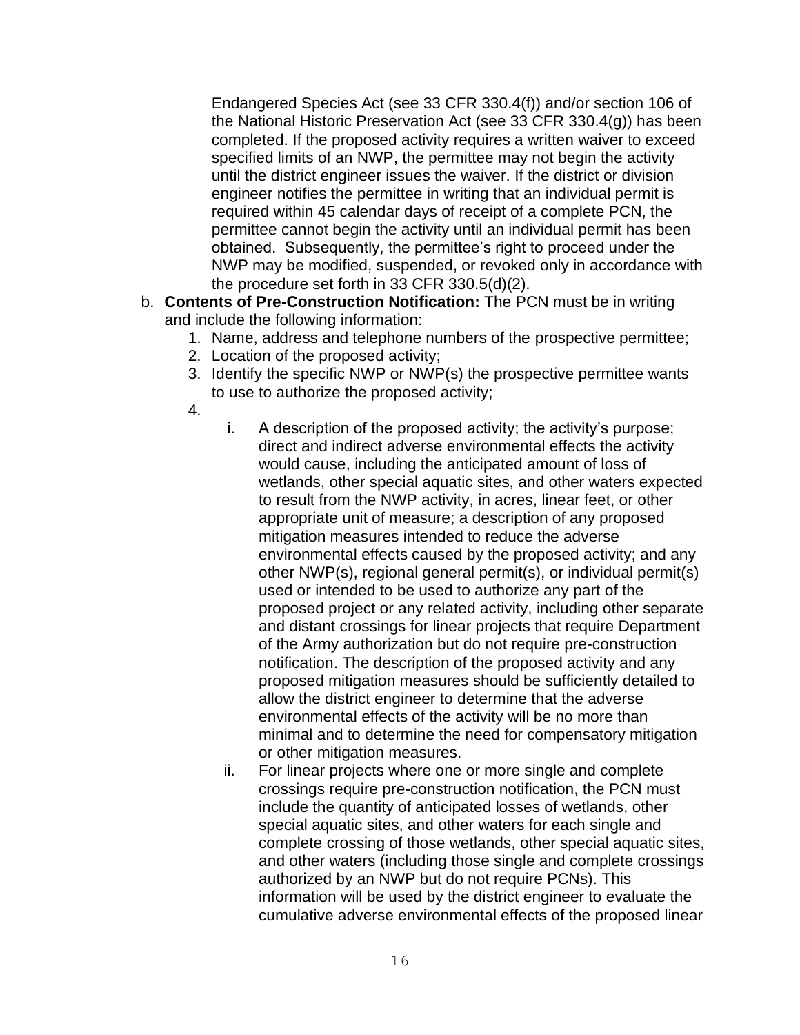Endangered Species Act (see 33 CFR 330.4(f)) and/or section 106 of the National Historic Preservation Act (see 33 CFR 330.4(g)) has been completed. If the proposed activity requires a written waiver to exceed specified limits of an NWP, the permittee may not begin the activity until the district engineer issues the waiver. If the district or division engineer notifies the permittee in writing that an individual permit is required within 45 calendar days of receipt of a complete PCN, the permittee cannot begin the activity until an individual permit has been obtained. Subsequently, the permittee's right to proceed under the NWP may be modified, suspended, or revoked only in accordance with the procedure set forth in 33 CFR 330.5(d)(2).

b. **Contents of Pre-Construction Notification:** The PCN must be in writing and include the following information:
   1. Name, address and telephone numbers of the prospective permittee;
   2. Location of the proposed activity;
   3. Identify the specific NWP or NWP(s) the prospective permittee wants to use to authorize the proposed activity;
   4.
      i. A description of the proposed activity; the activity's purpose; direct and indirect adverse environmental effects the activity would cause, including the anticipated amount of loss of wetlands, other special aquatic sites, and other waters expected to result from the NWP activity, in acres, linear feet, or other appropriate unit of measure; a description of any proposed mitigation measures intended to reduce the adverse environmental effects caused by the proposed activity; and any other NWP(s), regional general permit(s), or individual permit(s) used or intended to be used to authorize any part of the proposed project or any related activity, including other separate and distant crossings for linear projects that require Department of the Army authorization but do not require pre-construction notification. The description of the proposed activity and any proposed mitigation measures should be sufficiently detailed to allow the district engineer to determine that the adverse environmental effects of the activity will be no more than minimal and to determine the need for compensatory mitigation or other mitigation measures.
      ii. For linear projects where one or more single and complete crossings require pre-construction notification, the PCN must include the quantity of anticipated losses of wetlands, other special aquatic sites, and other waters for each single and complete crossing of those wetlands, other special aquatic sites, and other waters (including those single and complete crossings authorized by an NWP but do not require PCNs). This information will be used by the district engineer to evaluate the cumulative adverse environmental effects of the proposed linear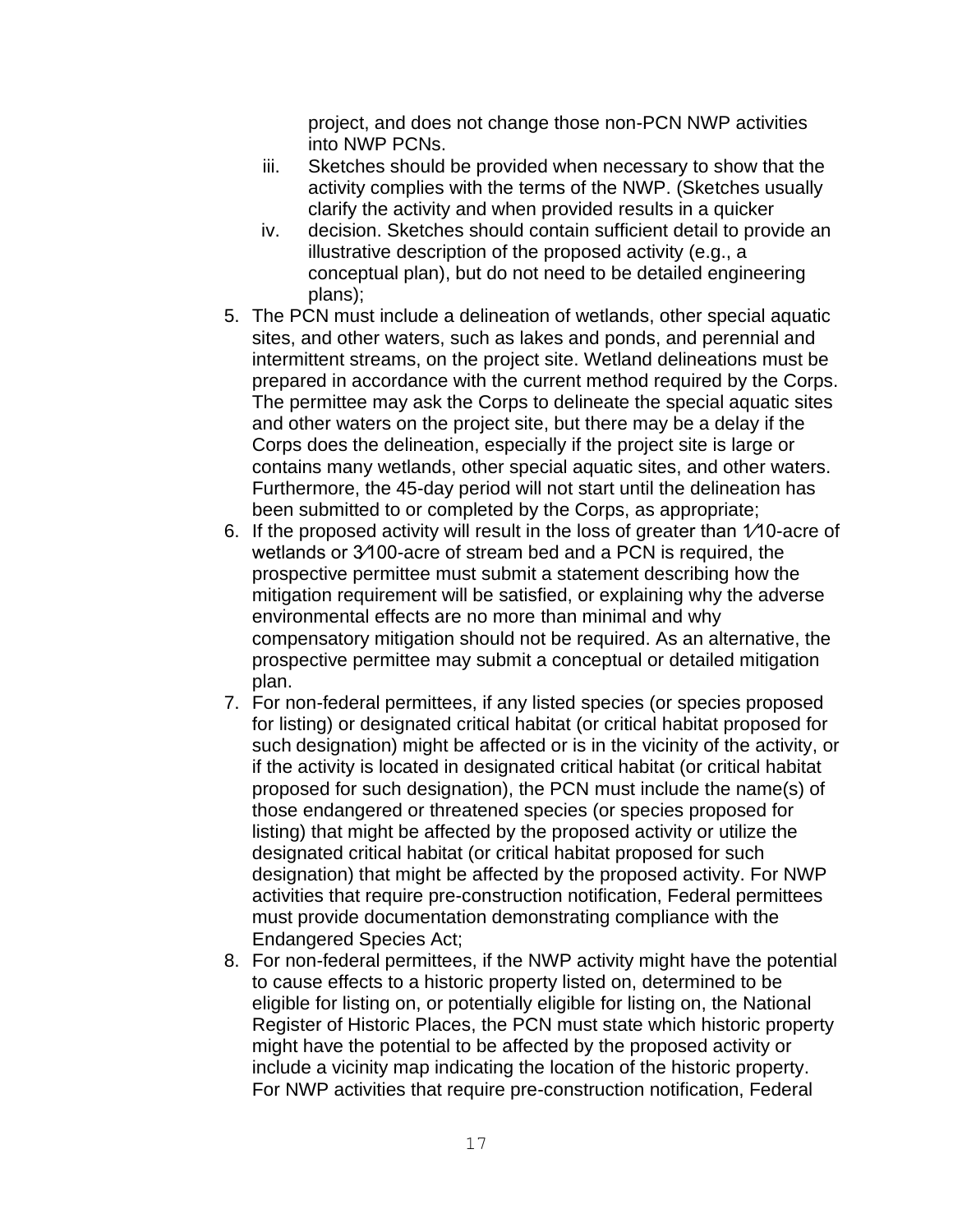project, and does not change those non-PCN NWP activities into NWP PCNs.

iii. Sketches should be provided when necessary to show that the activity complies with the terms of the NWP. (Sketches usually clarify the activity and when provided results in a quicker

iv. decision. Sketches should contain sufficient detail to provide an illustrative description of the proposed activity (e.g., a conceptual plan), but do not need to be detailed engineering plans);

5. The PCN must include a delineation of wetlands, other special aquatic sites, and other waters, such as lakes and ponds, and perennial and intermittent streams, on the project site. Wetland delineations must be prepared in accordance with the current method required by the Corps. The permittee may ask the Corps to delineate the special aquatic sites and other waters on the project site, but there may be a delay if the Corps does the delineation, especially if the project site is large or contains many wetlands, other special aquatic sites, and other waters. Furthermore, the 45-day period will not start until the delineation has been submitted to or completed by the Corps, as appropriate;
6. If the proposed activity will result in the loss of greater than 1⁄10-acre of wetlands or 3⁄100-acre of stream bed and a PCN is required, the prospective permittee must submit a statement describing how the mitigation requirement will be satisfied, or explaining why the adverse environmental effects are no more than minimal and why compensatory mitigation should not be required. As an alternative, the prospective permittee may submit a conceptual or detailed mitigation plan.
7. For non-federal permittees, if any listed species (or species proposed for listing) or designated critical habitat (or critical habitat proposed for such designation) might be affected or is in the vicinity of the activity, or if the activity is located in designated critical habitat (or critical habitat proposed for such designation), the PCN must include the name(s) of those endangered or threatened species (or species proposed for listing) that might be affected by the proposed activity or utilize the designated critical habitat (or critical habitat proposed for such designation) that might be affected by the proposed activity. For NWP activities that require pre-construction notification, Federal permittees must provide documentation demonstrating compliance with the Endangered Species Act;
8. For non-federal permittees, if the NWP activity might have the potential to cause effects to a historic property listed on, determined to be eligible for listing on, or potentially eligible for listing on, the National Register of Historic Places, the PCN must state which historic property might have the potential to be affected by the proposed activity or include a vicinity map indicating the location of the historic property. For NWP activities that require pre-construction notification, Federal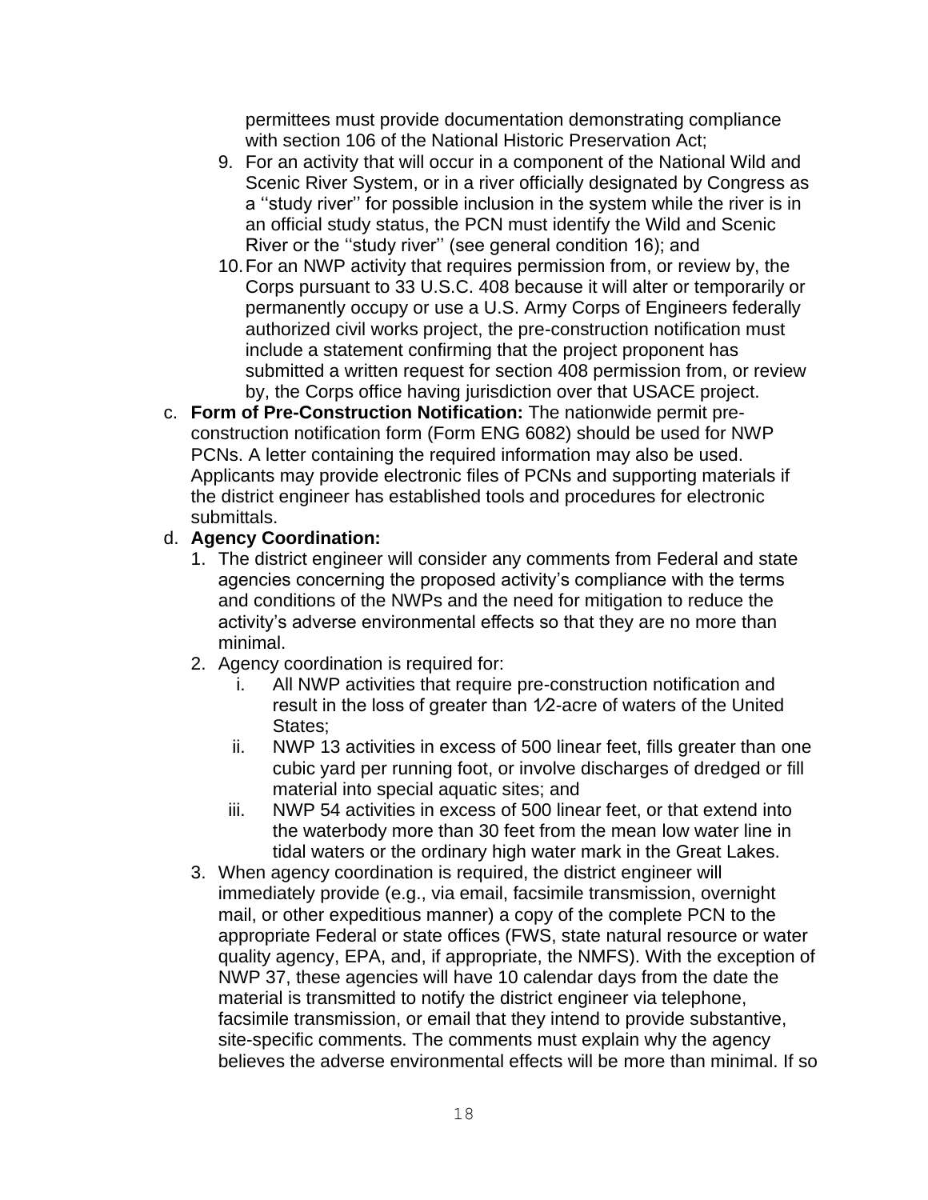permittees must provide documentation demonstrating compliance with section 106 of the National Historic Preservation Act;

9. For an activity that will occur in a component of the National Wild and Scenic River System, or in a river officially designated by Congress as a ''study river'' for possible inclusion in the system while the river is in an official study status, the PCN must identify the Wild and Scenic River or the ''study river'' (see general condition 16); and
10. For an NWP activity that requires permission from, or review by, the Corps pursuant to 33 U.S.C. 408 because it will alter or temporarily or permanently occupy or use a U.S. Army Corps of Engineers federally authorized civil works project, the pre-construction notification must include a statement confirming that the project proponent has submitted a written request for section 408 permission from, or review by, the Corps office having jurisdiction over that USACE project.

c. **Form of Pre-Construction Notification:** The nationwide permit pre-construction notification form (Form ENG 6082) should be used for NWP PCNs. A letter containing the required information may also be used. Applicants may provide electronic files of PCNs and supporting materials if the district engineer has established tools and procedures for electronic submittals.

d. **Agency Coordination:**

1. The district engineer will consider any comments from Federal and state agencies concerning the proposed activity's compliance with the terms and conditions of the NWPs and the need for mitigation to reduce the activity's adverse environmental effects so that they are no more than minimal.
2. Agency coordination is required for:
    i. All NWP activities that require pre-construction notification and result in the loss of greater than 1⁄2-acre of waters of the United States;
    ii. NWP 13 activities in excess of 500 linear feet, fills greater than one cubic yard per running foot, or involve discharges of dredged or fill material into special aquatic sites; and
    iii. NWP 54 activities in excess of 500 linear feet, or that extend into the waterbody more than 30 feet from the mean low water line in tidal waters or the ordinary high water mark in the Great Lakes.
3. When agency coordination is required, the district engineer will immediately provide (e.g., via email, facsimile transmission, overnight mail, or other expeditious manner) a copy of the complete PCN to the appropriate Federal or state offices (FWS, state natural resource or water quality agency, EPA, and, if appropriate, the NMFS). With the exception of NWP 37, these agencies will have 10 calendar days from the date the material is transmitted to notify the district engineer via telephone, facsimile transmission, or email that they intend to provide substantive, site-specific comments. The comments must explain why the agency believes the adverse environmental effects will be more than minimal. If so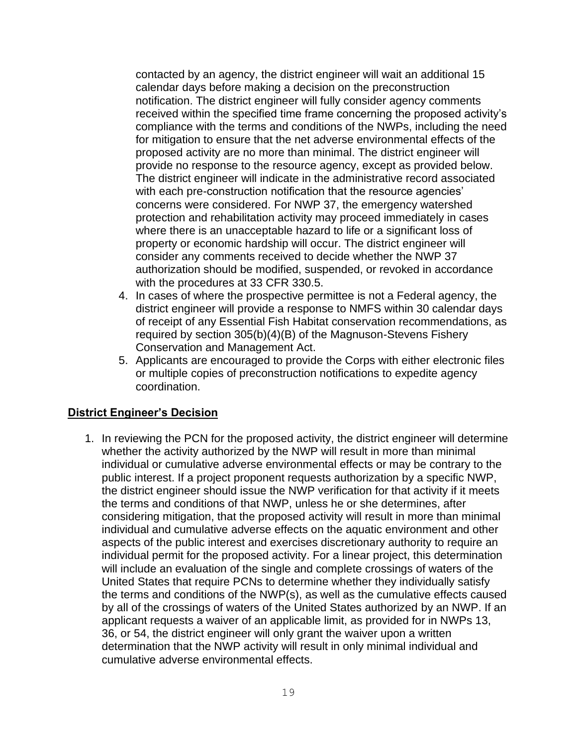contacted by an agency, the district engineer will wait an additional 15 calendar days before making a decision on the preconstruction notification. The district engineer will fully consider agency comments received within the specified time frame concerning the proposed activity's compliance with the terms and conditions of the NWPs, including the need for mitigation to ensure that the net adverse environmental effects of the proposed activity are no more than minimal. The district engineer will provide no response to the resource agency, except as provided below. The district engineer will indicate in the administrative record associated with each pre-construction notification that the resource agencies' concerns were considered. For NWP 37, the emergency watershed protection and rehabilitation activity may proceed immediately in cases where there is an unacceptable hazard to life or a significant loss of property or economic hardship will occur. The district engineer will consider any comments received to decide whether the NWP 37 authorization should be modified, suspended, or revoked in accordance with the procedures at 33 CFR 330.5.

4. In cases of where the prospective permittee is not a Federal agency, the district engineer will provide a response to NMFS within 30 calendar days of receipt of any Essential Fish Habitat conservation recommendations, as required by section 305(b)(4)(B) of the Magnuson-Stevens Fishery Conservation and Management Act.
5. Applicants are encouraged to provide the Corps with either electronic files or multiple copies of preconstruction notifications to expedite agency coordination.

## District Engineer's Decision

1. In reviewing the PCN for the proposed activity, the district engineer will determine whether the activity authorized by the NWP will result in more than minimal individual or cumulative adverse environmental effects or may be contrary to the public interest. If a project proponent requests authorization by a specific NWP, the district engineer should issue the NWP verification for that activity if it meets the terms and conditions of that NWP, unless he or she determines, after considering mitigation, that the proposed activity will result in more than minimal individual and cumulative adverse effects on the aquatic environment and other aspects of the public interest and exercises discretionary authority to require an individual permit for the proposed activity. For a linear project, this determination will include an evaluation of the single and complete crossings of waters of the United States that require PCNs to determine whether they individually satisfy the terms and conditions of the NWP(s), as well as the cumulative effects caused by all of the crossings of waters of the United States authorized by an NWP. If an applicant requests a waiver of an applicable limit, as provided for in NWPs 13, 36, or 54, the district engineer will only grant the waiver upon a written determination that the NWP activity will result in only minimal individual and cumulative adverse environmental effects.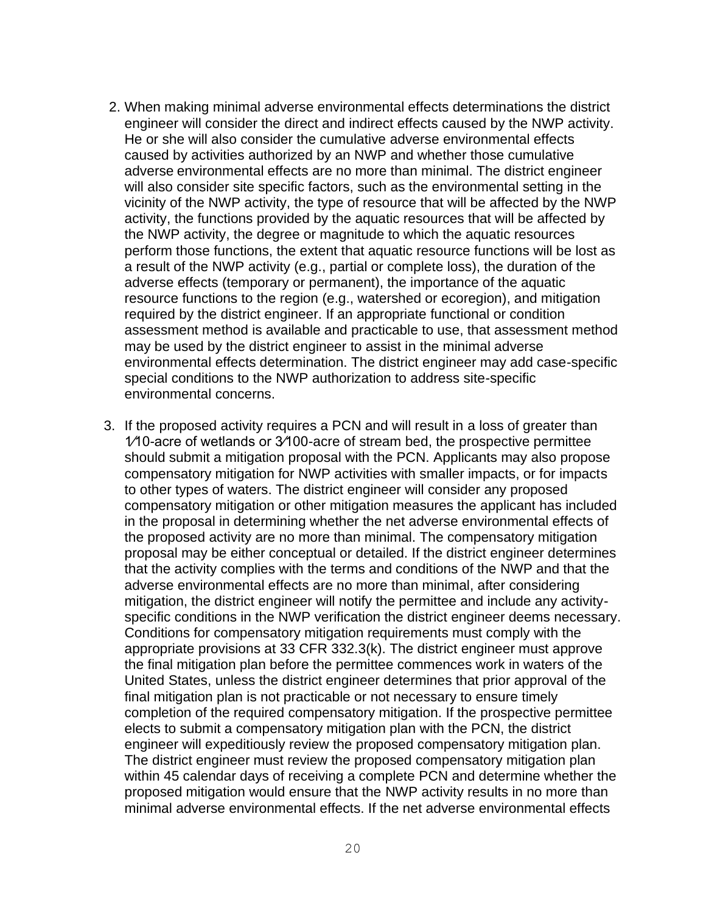2. When making minimal adverse environmental effects determinations the district engineer will consider the direct and indirect effects caused by the NWP activity. He or she will also consider the cumulative adverse environmental effects caused by activities authorized by an NWP and whether those cumulative adverse environmental effects are no more than minimal. The district engineer will also consider site specific factors, such as the environmental setting in the vicinity of the NWP activity, the type of resource that will be affected by the NWP activity, the functions provided by the aquatic resources that will be affected by the NWP activity, the degree or magnitude to which the aquatic resources perform those functions, the extent that aquatic resource functions will be lost as a result of the NWP activity (e.g., partial or complete loss), the duration of the adverse effects (temporary or permanent), the importance of the aquatic resource functions to the region (e.g., watershed or ecoregion), and mitigation required by the district engineer. If an appropriate functional or condition assessment method is available and practicable to use, that assessment method may be used by the district engineer to assist in the minimal adverse environmental effects determination. The district engineer may add case-specific special conditions to the NWP authorization to address site-specific environmental concerns.

3. If the proposed activity requires a PCN and will result in a loss of greater than 1⁄10-acre of wetlands or 3⁄100-acre of stream bed, the prospective permittee should submit a mitigation proposal with the PCN. Applicants may also propose compensatory mitigation for NWP activities with smaller impacts, or for impacts to other types of waters. The district engineer will consider any proposed compensatory mitigation or other mitigation measures the applicant has included in the proposal in determining whether the net adverse environmental effects of the proposed activity are no more than minimal. The compensatory mitigation proposal may be either conceptual or detailed. If the district engineer determines that the activity complies with the terms and conditions of the NWP and that the adverse environmental effects are no more than minimal, after considering mitigation, the district engineer will notify the permittee and include any activity-specific conditions in the NWP verification the district engineer deems necessary. Conditions for compensatory mitigation requirements must comply with the appropriate provisions at 33 CFR 332.3(k). The district engineer must approve the final mitigation plan before the permittee commences work in waters of the United States, unless the district engineer determines that prior approval of the final mitigation plan is not practicable or not necessary to ensure timely completion of the required compensatory mitigation. If the prospective permittee elects to submit a compensatory mitigation plan with the PCN, the district engineer will expeditiously review the proposed compensatory mitigation plan. The district engineer must review the proposed compensatory mitigation plan within 45 calendar days of receiving a complete PCN and determine whether the proposed mitigation would ensure that the NWP activity results in no more than minimal adverse environmental effects. If the net adverse environmental effects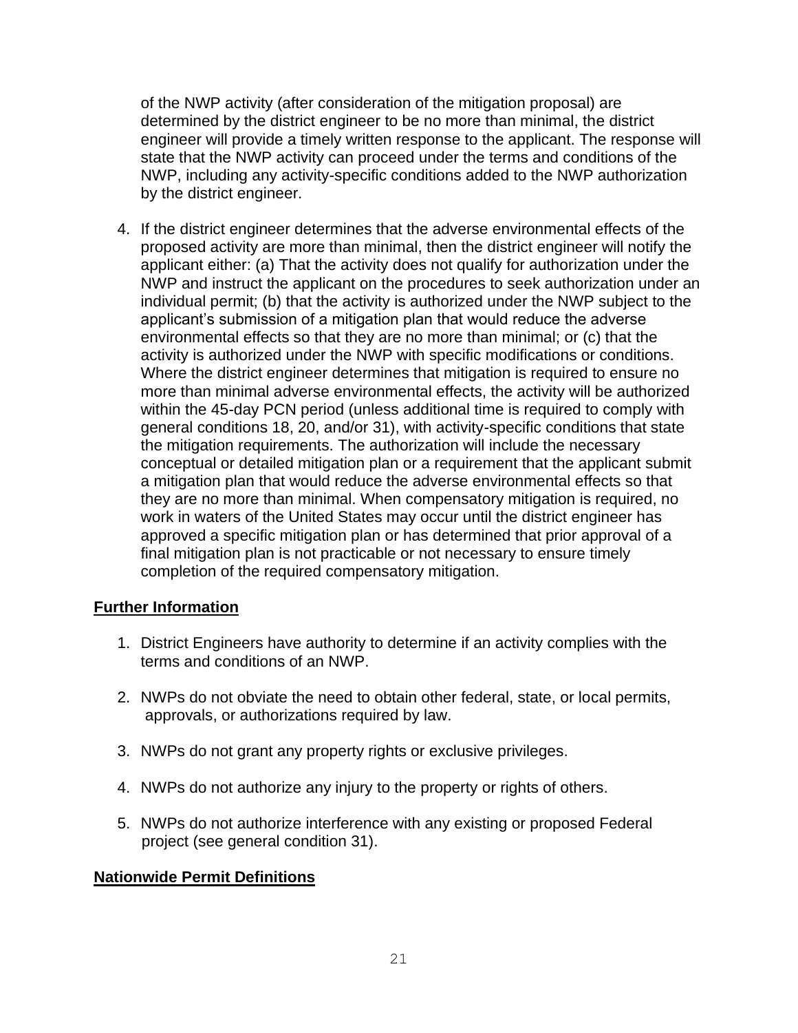of the NWP activity (after consideration of the mitigation proposal) are determined by the district engineer to be no more than minimal, the district engineer will provide a timely written response to the applicant. The response will state that the NWP activity can proceed under the terms and conditions of the NWP, including any activity-specific conditions added to the NWP authorization by the district engineer.

4. If the district engineer determines that the adverse environmental effects of the proposed activity are more than minimal, then the district engineer will notify the applicant either: (a) That the activity does not qualify for authorization under the NWP and instruct the applicant on the procedures to seek authorization under an individual permit; (b) that the activity is authorized under the NWP subject to the applicant's submission of a mitigation plan that would reduce the adverse environmental effects so that they are no more than minimal; or (c) that the activity is authorized under the NWP with specific modifications or conditions. Where the district engineer determines that mitigation is required to ensure no more than minimal adverse environmental effects, the activity will be authorized within the 45-day PCN period (unless additional time is required to comply with general conditions 18, 20, and/or 31), with activity-specific conditions that state the mitigation requirements. The authorization will include the necessary conceptual or detailed mitigation plan or a requirement that the applicant submit a mitigation plan that would reduce the adverse environmental effects so that they are no more than minimal. When compensatory mitigation is required, no work in waters of the United States may occur until the district engineer has approved a specific mitigation plan or has determined that prior approval of a final mitigation plan is not practicable or not necessary to ensure timely completion of the required compensatory mitigation.

## Further Information

1. District Engineers have authority to determine if an activity complies with the terms and conditions of an NWP.

2. NWPs do not obviate the need to obtain other federal, state, or local permits, approvals, or authorizations required by law.

3. NWPs do not grant any property rights or exclusive privileges.

4. NWPs do not authorize any injury to the property or rights of others.

5. NWPs do not authorize interference with any existing or proposed Federal project (see general condition 31).

## Nationwide Permit Definitions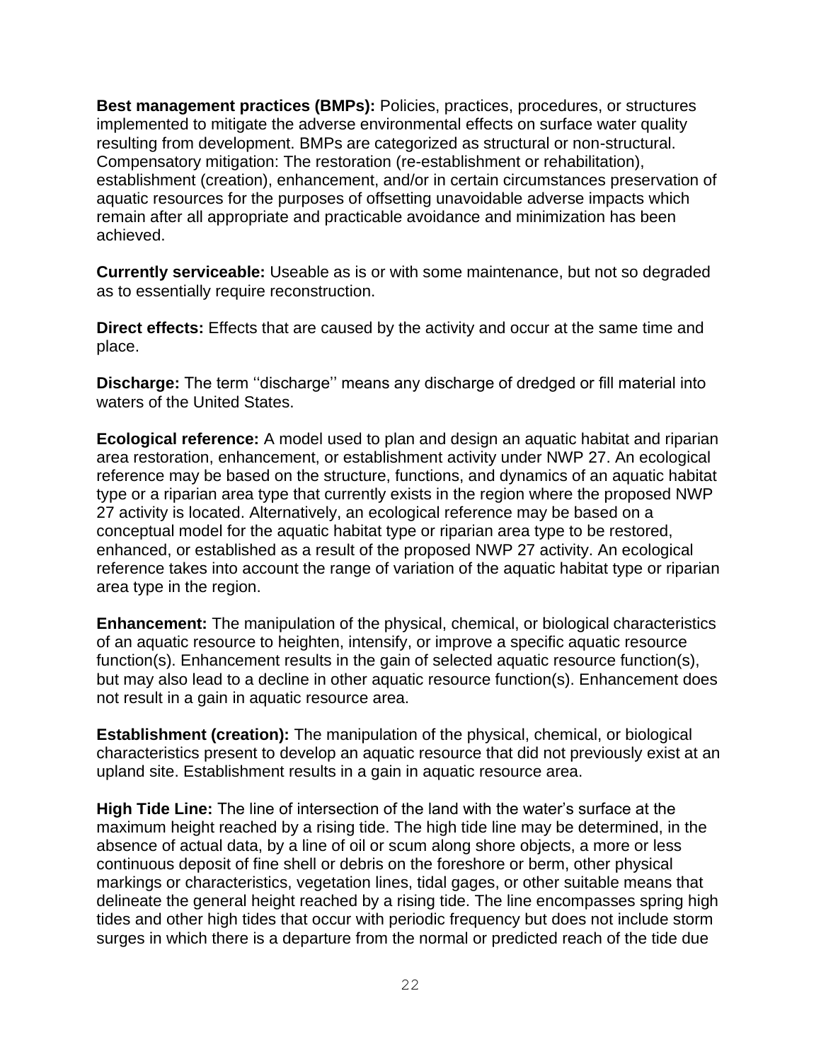**Best management practices (BMPs):** Policies, practices, procedures, or structures implemented to mitigate the adverse environmental effects on surface water quality resulting from development. BMPs are categorized as structural or non-structural. Compensatory mitigation: The restoration (re-establishment or rehabilitation), establishment (creation), enhancement, and/or in certain circumstances preservation of aquatic resources for the purposes of offsetting unavoidable adverse impacts which remain after all appropriate and practicable avoidance and minimization has been achieved.

**Currently serviceable:** Useable as is or with some maintenance, but not so degraded as to essentially require reconstruction.

**Direct effects:** Effects that are caused by the activity and occur at the same time and place.

**Discharge:** The term ''discharge'' means any discharge of dredged or fill material into waters of the United States.

**Ecological reference:** A model used to plan and design an aquatic habitat and riparian area restoration, enhancement, or establishment activity under NWP 27. An ecological reference may be based on the structure, functions, and dynamics of an aquatic habitat type or a riparian area type that currently exists in the region where the proposed NWP 27 activity is located. Alternatively, an ecological reference may be based on a conceptual model for the aquatic habitat type or riparian area type to be restored, enhanced, or established as a result of the proposed NWP 27 activity. An ecological reference takes into account the range of variation of the aquatic habitat type or riparian area type in the region.

**Enhancement:** The manipulation of the physical, chemical, or biological characteristics of an aquatic resource to heighten, intensify, or improve a specific aquatic resource function(s). Enhancement results in the gain of selected aquatic resource function(s), but may also lead to a decline in other aquatic resource function(s). Enhancement does not result in a gain in aquatic resource area.

**Establishment (creation):** The manipulation of the physical, chemical, or biological characteristics present to develop an aquatic resource that did not previously exist at an upland site. Establishment results in a gain in aquatic resource area.

**High Tide Line:** The line of intersection of the land with the water's surface at the maximum height reached by a rising tide. The high tide line may be determined, in the absence of actual data, by a line of oil or scum along shore objects, a more or less continuous deposit of fine shell or debris on the foreshore or berm, other physical markings or characteristics, vegetation lines, tidal gages, or other suitable means that delineate the general height reached by a rising tide. The line encompasses spring high tides and other high tides that occur with periodic frequency but does not include storm surges in which there is a departure from the normal or predicted reach of the tide due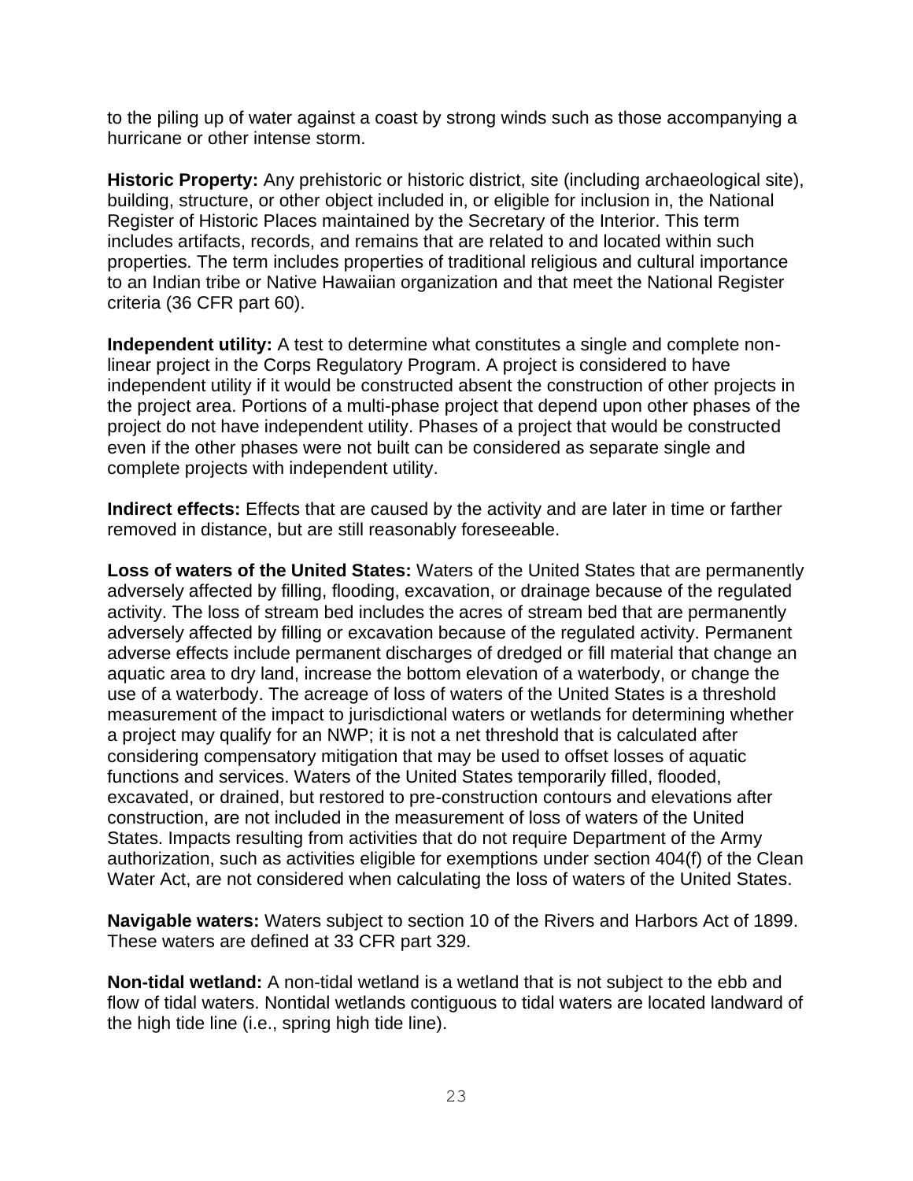to the piling up of water against a coast by strong winds such as those accompanying a hurricane or other intense storm.

**Historic Property:** Any prehistoric or historic district, site (including archaeological site), building, structure, or other object included in, or eligible for inclusion in, the National Register of Historic Places maintained by the Secretary of the Interior. This term includes artifacts, records, and remains that are related to and located within such properties. The term includes properties of traditional religious and cultural importance to an Indian tribe or Native Hawaiian organization and that meet the National Register criteria (36 CFR part 60).

**Independent utility:** A test to determine what constitutes a single and complete non-linear project in the Corps Regulatory Program. A project is considered to have independent utility if it would be constructed absent the construction of other projects in the project area. Portions of a multi-phase project that depend upon other phases of the project do not have independent utility. Phases of a project that would be constructed even if the other phases were not built can be considered as separate single and complete projects with independent utility.

**Indirect effects:** Effects that are caused by the activity and are later in time or farther removed in distance, but are still reasonably foreseeable.

**Loss of waters of the United States:** Waters of the United States that are permanently adversely affected by filling, flooding, excavation, or drainage because of the regulated activity. The loss of stream bed includes the acres of stream bed that are permanently adversely affected by filling or excavation because of the regulated activity. Permanent adverse effects include permanent discharges of dredged or fill material that change an aquatic area to dry land, increase the bottom elevation of a waterbody, or change the use of a waterbody. The acreage of loss of waters of the United States is a threshold measurement of the impact to jurisdictional waters or wetlands for determining whether a project may qualify for an NWP; it is not a net threshold that is calculated after considering compensatory mitigation that may be used to offset losses of aquatic functions and services. Waters of the United States temporarily filled, flooded, excavated, or drained, but restored to pre-construction contours and elevations after construction, are not included in the measurement of loss of waters of the United States. Impacts resulting from activities that do not require Department of the Army authorization, such as activities eligible for exemptions under section 404(f) of the Clean Water Act, are not considered when calculating the loss of waters of the United States.

**Navigable waters:** Waters subject to section 10 of the Rivers and Harbors Act of 1899. These waters are defined at 33 CFR part 329.

**Non-tidal wetland:** A non-tidal wetland is a wetland that is not subject to the ebb and flow of tidal waters. Nontidal wetlands contiguous to tidal waters are located landward of the high tide line (i.e., spring high tide line).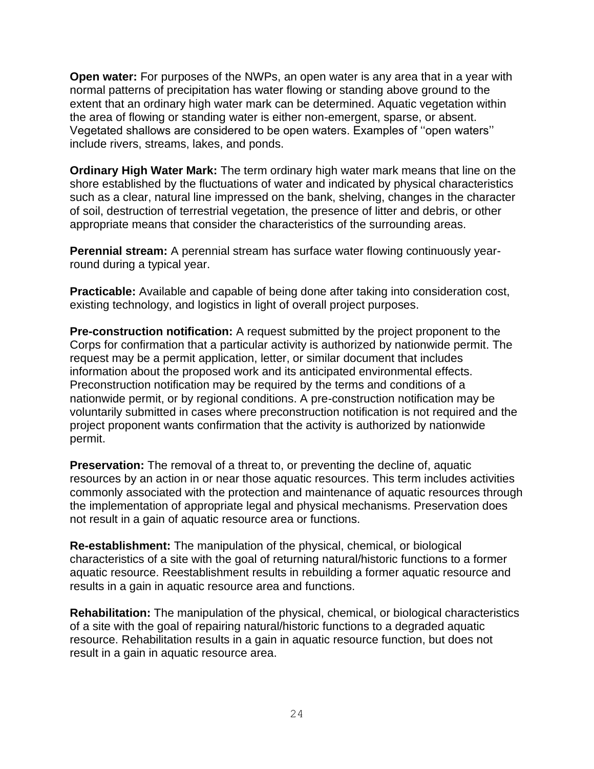**Open water:** For purposes of the NWPs, an open water is any area that in a year with normal patterns of precipitation has water flowing or standing above ground to the extent that an ordinary high water mark can be determined. Aquatic vegetation within the area of flowing or standing water is either non-emergent, sparse, or absent. Vegetated shallows are considered to be open waters. Examples of ''open waters'' include rivers, streams, lakes, and ponds.

**Ordinary High Water Mark:** The term ordinary high water mark means that line on the shore established by the fluctuations of water and indicated by physical characteristics such as a clear, natural line impressed on the bank, shelving, changes in the character of soil, destruction of terrestrial vegetation, the presence of litter and debris, or other appropriate means that consider the characteristics of the surrounding areas.

**Perennial stream:** A perennial stream has surface water flowing continuously year-round during a typical year.

**Practicable:** Available and capable of being done after taking into consideration cost, existing technology, and logistics in light of overall project purposes.

**Pre-construction notification:** A request submitted by the project proponent to the Corps for confirmation that a particular activity is authorized by nationwide permit. The request may be a permit application, letter, or similar document that includes information about the proposed work and its anticipated environmental effects. Preconstruction notification may be required by the terms and conditions of a nationwide permit, or by regional conditions. A pre-construction notification may be voluntarily submitted in cases where preconstruction notification is not required and the project proponent wants confirmation that the activity is authorized by nationwide permit.

**Preservation:** The removal of a threat to, or preventing the decline of, aquatic resources by an action in or near those aquatic resources. This term includes activities commonly associated with the protection and maintenance of aquatic resources through the implementation of appropriate legal and physical mechanisms. Preservation does not result in a gain of aquatic resource area or functions.

**Re-establishment:** The manipulation of the physical, chemical, or biological characteristics of a site with the goal of returning natural/historic functions to a former aquatic resource. Reestablishment results in rebuilding a former aquatic resource and results in a gain in aquatic resource area and functions.

**Rehabilitation:** The manipulation of the physical, chemical, or biological characteristics of a site with the goal of repairing natural/historic functions to a degraded aquatic resource. Rehabilitation results in a gain in aquatic resource function, but does not result in a gain in aquatic resource area.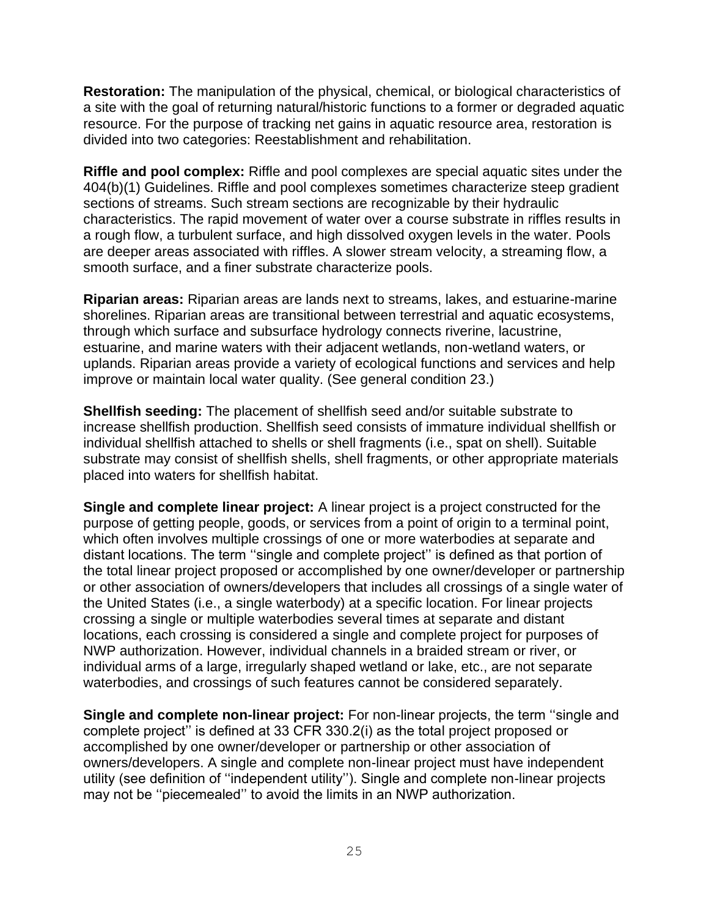**Restoration:** The manipulation of the physical, chemical, or biological characteristics of a site with the goal of returning natural/historic functions to a former or degraded aquatic resource. For the purpose of tracking net gains in aquatic resource area, restoration is divided into two categories: Reestablishment and rehabilitation.

**Riffle and pool complex:** Riffle and pool complexes are special aquatic sites under the 404(b)(1) Guidelines. Riffle and pool complexes sometimes characterize steep gradient sections of streams. Such stream sections are recognizable by their hydraulic characteristics. The rapid movement of water over a course substrate in riffles results in a rough flow, a turbulent surface, and high dissolved oxygen levels in the water. Pools are deeper areas associated with riffles. A slower stream velocity, a streaming flow, a smooth surface, and a finer substrate characterize pools.

**Riparian areas:** Riparian areas are lands next to streams, lakes, and estuarine-marine shorelines. Riparian areas are transitional between terrestrial and aquatic ecosystems, through which surface and subsurface hydrology connects riverine, lacustrine, estuarine, and marine waters with their adjacent wetlands, non-wetland waters, or uplands. Riparian areas provide a variety of ecological functions and services and help improve or maintain local water quality. (See general condition 23.)

**Shellfish seeding:** The placement of shellfish seed and/or suitable substrate to increase shellfish production. Shellfish seed consists of immature individual shellfish or individual shellfish attached to shells or shell fragments (i.e., spat on shell). Suitable substrate may consist of shellfish shells, shell fragments, or other appropriate materials placed into waters for shellfish habitat.

**Single and complete linear project:** A linear project is a project constructed for the purpose of getting people, goods, or services from a point of origin to a terminal point, which often involves multiple crossings of one or more waterbodies at separate and distant locations. The term ''single and complete project'' is defined as that portion of the total linear project proposed or accomplished by one owner/developer or partnership or other association of owners/developers that includes all crossings of a single water of the United States (i.e., a single waterbody) at a specific location. For linear projects crossing a single or multiple waterbodies several times at separate and distant locations, each crossing is considered a single and complete project for purposes of NWP authorization. However, individual channels in a braided stream or river, or individual arms of a large, irregularly shaped wetland or lake, etc., are not separate waterbodies, and crossings of such features cannot be considered separately.

**Single and complete non-linear project:** For non-linear projects, the term ''single and complete project'' is defined at 33 CFR 330.2(i) as the total project proposed or accomplished by one owner/developer or partnership or other association of owners/developers. A single and complete non-linear project must have independent utility (see definition of ''independent utility''). Single and complete non-linear projects may not be ''piecemealed'' to avoid the limits in an NWP authorization.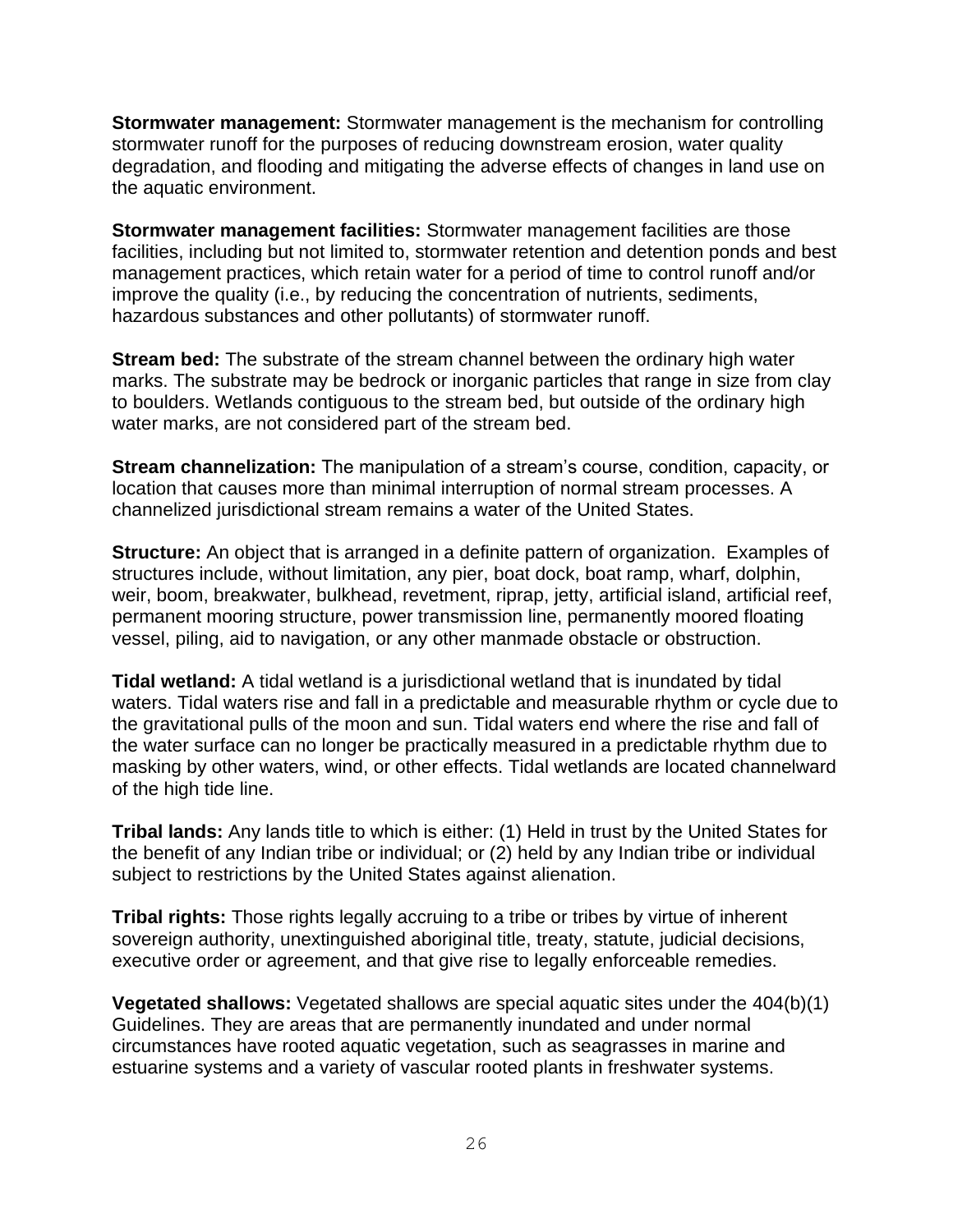**Stormwater management:** Stormwater management is the mechanism for controlling stormwater runoff for the purposes of reducing downstream erosion, water quality degradation, and flooding and mitigating the adverse effects of changes in land use on the aquatic environment.

**Stormwater management facilities:** Stormwater management facilities are those facilities, including but not limited to, stormwater retention and detention ponds and best management practices, which retain water for a period of time to control runoff and/or improve the quality (i.e., by reducing the concentration of nutrients, sediments, hazardous substances and other pollutants) of stormwater runoff.

**Stream bed:** The substrate of the stream channel between the ordinary high water marks. The substrate may be bedrock or inorganic particles that range in size from clay to boulders. Wetlands contiguous to the stream bed, but outside of the ordinary high water marks, are not considered part of the stream bed.

**Stream channelization:** The manipulation of a stream's course, condition, capacity, or location that causes more than minimal interruption of normal stream processes. A channelized jurisdictional stream remains a water of the United States.

**Structure:** An object that is arranged in a definite pattern of organization. Examples of structures include, without limitation, any pier, boat dock, boat ramp, wharf, dolphin, weir, boom, breakwater, bulkhead, revetment, riprap, jetty, artificial island, artificial reef, permanent mooring structure, power transmission line, permanently moored floating vessel, piling, aid to navigation, or any other manmade obstacle or obstruction.

**Tidal wetland:** A tidal wetland is a jurisdictional wetland that is inundated by tidal waters. Tidal waters rise and fall in a predictable and measurable rhythm or cycle due to the gravitational pulls of the moon and sun. Tidal waters end where the rise and fall of the water surface can no longer be practically measured in a predictable rhythm due to masking by other waters, wind, or other effects. Tidal wetlands are located channelward of the high tide line.

**Tribal lands:** Any lands title to which is either: (1) Held in trust by the United States for the benefit of any Indian tribe or individual; or (2) held by any Indian tribe or individual subject to restrictions by the United States against alienation.

**Tribal rights:** Those rights legally accruing to a tribe or tribes by virtue of inherent sovereign authority, unextinguished aboriginal title, treaty, statute, judicial decisions, executive order or agreement, and that give rise to legally enforceable remedies.

**Vegetated shallows:** Vegetated shallows are special aquatic sites under the 404(b)(1) Guidelines. They are areas that are permanently inundated and under normal circumstances have rooted aquatic vegetation, such as seagrasses in marine and estuarine systems and a variety of vascular rooted plants in freshwater systems.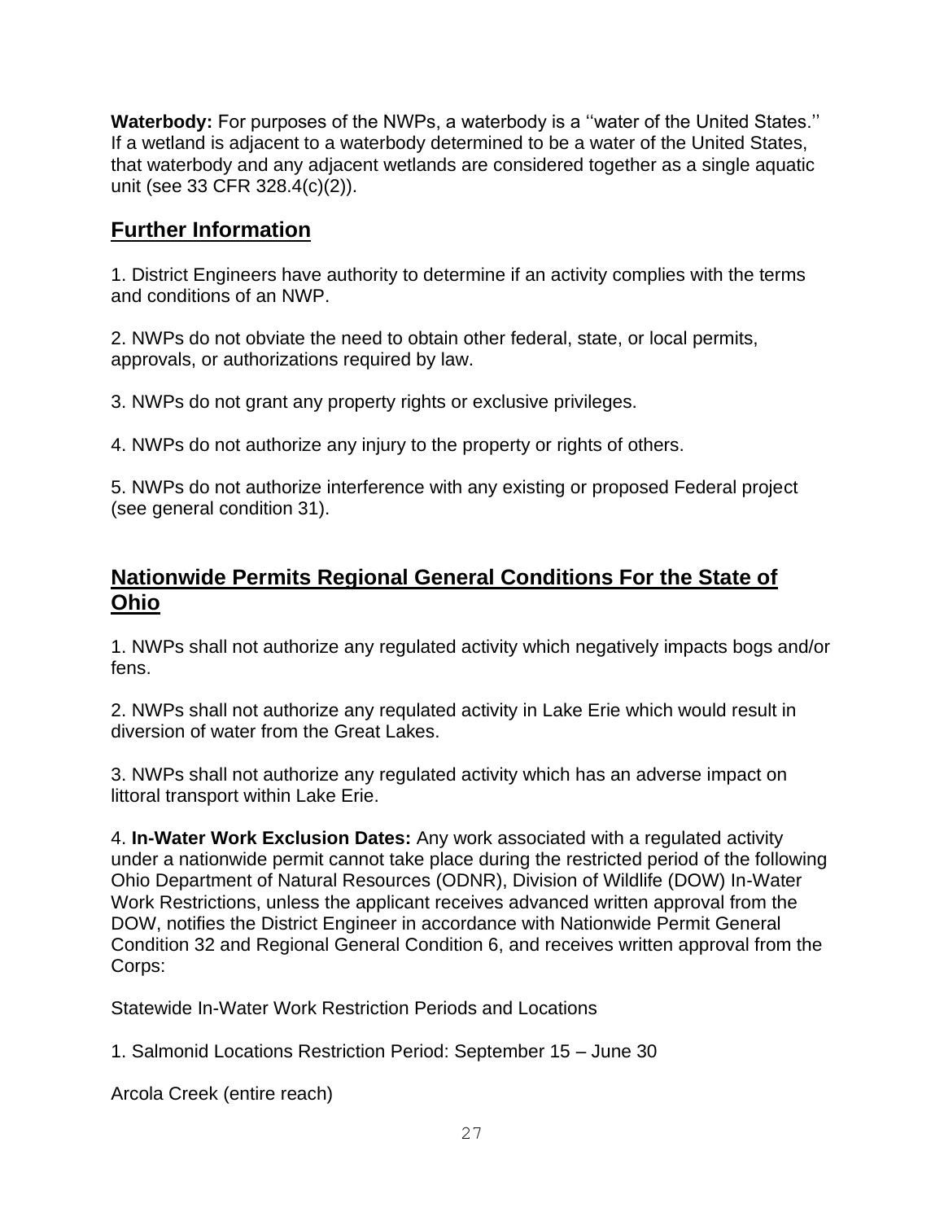**Waterbody:** For purposes of the NWPs, a waterbody is a ''water of the United States.'' If a wetland is adjacent to a waterbody determined to be a water of the United States, that waterbody and any adjacent wetlands are considered together as a single aquatic unit (see 33 CFR 328.4(c)(2)).

## Further Information

1. District Engineers have authority to determine if an activity complies with the terms and conditions of an NWP.

2. NWPs do not obviate the need to obtain other federal, state, or local permits, approvals, or authorizations required by law.

3. NWPs do not grant any property rights or exclusive privileges.

4. NWPs do not authorize any injury to the property or rights of others.

5. NWPs do not authorize interference with any existing or proposed Federal project (see general condition 31).

## Nationwide Permits Regional General Conditions For the State of Ohio

1. NWPs shall not authorize any regulated activity which negatively impacts bogs and/or fens.

2. NWPs shall not authorize any requlated activity in Lake Erie which would result in diversion of water from the Great Lakes.

3. NWPs shall not authorize any regulated activity which has an adverse impact on littoral transport within Lake Erie.

4. **In-Water Work Exclusion Dates:** Any work associated with a regulated activity under a nationwide permit cannot take place during the restricted period of the following Ohio Department of Natural Resources (ODNR), Division of Wildlife (DOW) In-Water Work Restrictions, unless the applicant receives advanced written approval from the DOW, notifies the District Engineer in accordance with Nationwide Permit General Condition 32 and Regional General Condition 6, and receives written approval from the Corps:

Statewide In-Water Work Restriction Periods and Locations

1. Salmonid Locations Restriction Period: September 15 – June 30

Arcola Creek (entire reach)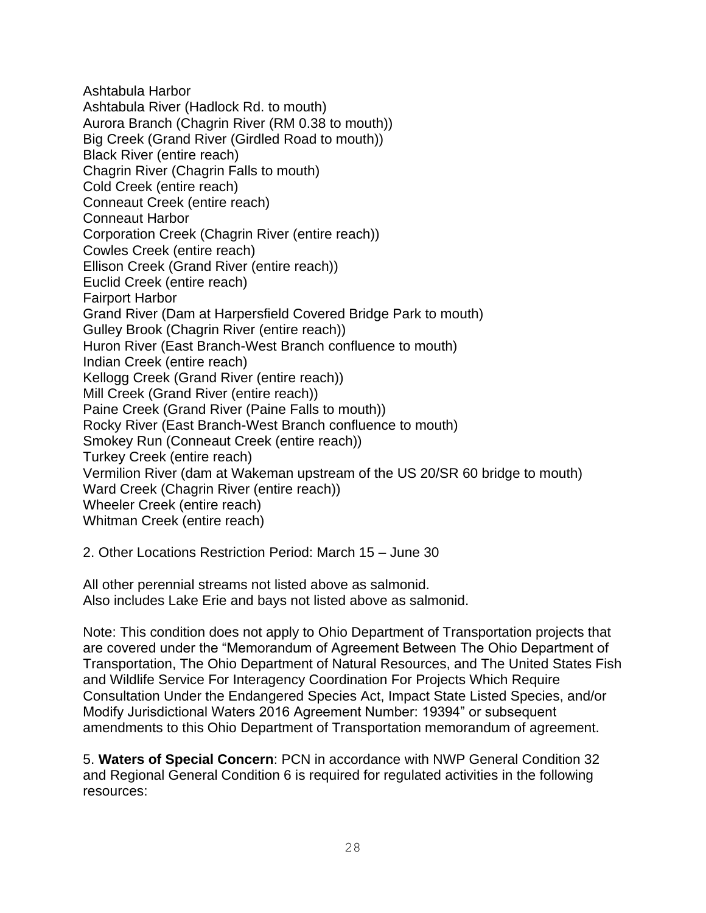Ashtabula Harbor
Ashtabula River (Hadlock Rd. to mouth)
Aurora Branch (Chagrin River (RM 0.38 to mouth))
Big Creek (Grand River (Girdled Road to mouth))
Black River (entire reach)
Chagrin River (Chagrin Falls to mouth)
Cold Creek (entire reach)
Conneaut Creek (entire reach)
Conneaut Harbor
Corporation Creek (Chagrin River (entire reach))
Cowles Creek (entire reach)
Ellison Creek (Grand River (entire reach))
Euclid Creek (entire reach)
Fairport Harbor
Grand River (Dam at Harpersfield Covered Bridge Park to mouth)
Gulley Brook (Chagrin River (entire reach))
Huron River (East Branch-West Branch confluence to mouth)
Indian Creek (entire reach)
Kellogg Creek (Grand River (entire reach))
Mill Creek (Grand River (entire reach))
Paine Creek (Grand River (Paine Falls to mouth))
Rocky River (East Branch-West Branch confluence to mouth)
Smokey Run (Conneaut Creek (entire reach))
Turkey Creek (entire reach)
Vermilion River (dam at Wakeman upstream of the US 20/SR 60 bridge to mouth)
Ward Creek (Chagrin River (entire reach))
Wheeler Creek (entire reach)
Whitman Creek (entire reach)

2. Other Locations Restriction Period: March 15 – June 30

All other perennial streams not listed above as salmonid.
Also includes Lake Erie and bays not listed above as salmonid.

Note: This condition does not apply to Ohio Department of Transportation projects that are covered under the "Memorandum of Agreement Between The Ohio Department of Transportation, The Ohio Department of Natural Resources, and The United States Fish and Wildlife Service For Interagency Coordination For Projects Which Require Consultation Under the Endangered Species Act, Impact State Listed Species, and/or Modify Jurisdictional Waters 2016 Agreement Number: 19394" or subsequent amendments to this Ohio Department of Transportation memorandum of agreement.

5. **Waters of Special Concern**: PCN in accordance with NWP General Condition 32 and Regional General Condition 6 is required for regulated activities in the following resources: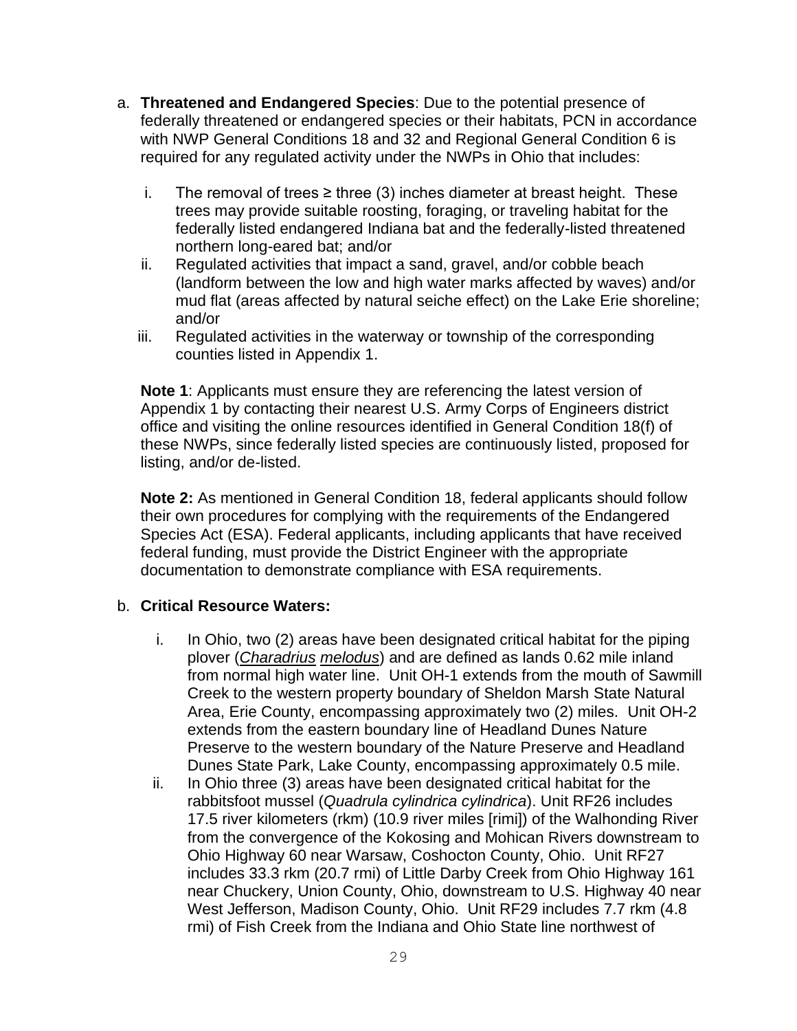a. **Threatened and Endangered Species**: Due to the potential presence of federally threatened or endangered species or their habitats, PCN in accordance with NWP General Conditions 18 and 32 and Regional General Condition 6 is required for any regulated activity under the NWPs in Ohio that includes:

   i. The removal of trees ≥ three (3) inches diameter at breast height. These trees may provide suitable roosting, foraging, or traveling habitat for the federally listed endangered Indiana bat and the federally-listed threatened northern long-eared bat; and/or
   ii. Regulated activities that impact a sand, gravel, and/or cobble beach (landform between the low and high water marks affected by waves) and/or mud flat (areas affected by natural seiche effect) on the Lake Erie shoreline; and/or
   iii. Regulated activities in the waterway or township of the corresponding counties listed in Appendix 1.

   **Note 1**: Applicants must ensure they are referencing the latest version of Appendix 1 by contacting their nearest U.S. Army Corps of Engineers district office and visiting the online resources identified in General Condition 18(f) of these NWPs, since federally listed species are continuously listed, proposed for listing, and/or de-listed.

   **Note 2:** As mentioned in General Condition 18, federal applicants should follow their own procedures for complying with the requirements of the Endangered Species Act (ESA). Federal applicants, including applicants that have received federal funding, must provide the District Engineer with the appropriate documentation to demonstrate compliance with ESA requirements.

b. **Critical Resource Waters:**

   i. In Ohio, two (2) areas have been designated critical habitat for the piping plover (*Charadrius melodus*) and are defined as lands 0.62 mile inland from normal high water line. Unit OH-1 extends from the mouth of Sawmill Creek to the western property boundary of Sheldon Marsh State Natural Area, Erie County, encompassing approximately two (2) miles. Unit OH-2 extends from the eastern boundary line of Headland Dunes Nature Preserve to the western boundary of the Nature Preserve and Headland Dunes State Park, Lake County, encompassing approximately 0.5 mile.
   ii. In Ohio three (3) areas have been designated critical habitat for the rabbitsfoot mussel (*Quadrula cylindrica cylindrica*). Unit RF26 includes 17.5 river kilometers (rkm) (10.9 river miles [rimi]) of the Walhonding River from the convergence of the Kokosing and Mohican Rivers downstream to Ohio Highway 60 near Warsaw, Coshocton County, Ohio. Unit RF27 includes 33.3 rkm (20.7 rmi) of Little Darby Creek from Ohio Highway 161 near Chuckery, Union County, Ohio, downstream to U.S. Highway 40 near West Jefferson, Madison County, Ohio. Unit RF29 includes 7.7 rkm (4.8 rmi) of Fish Creek from the Indiana and Ohio State line northwest of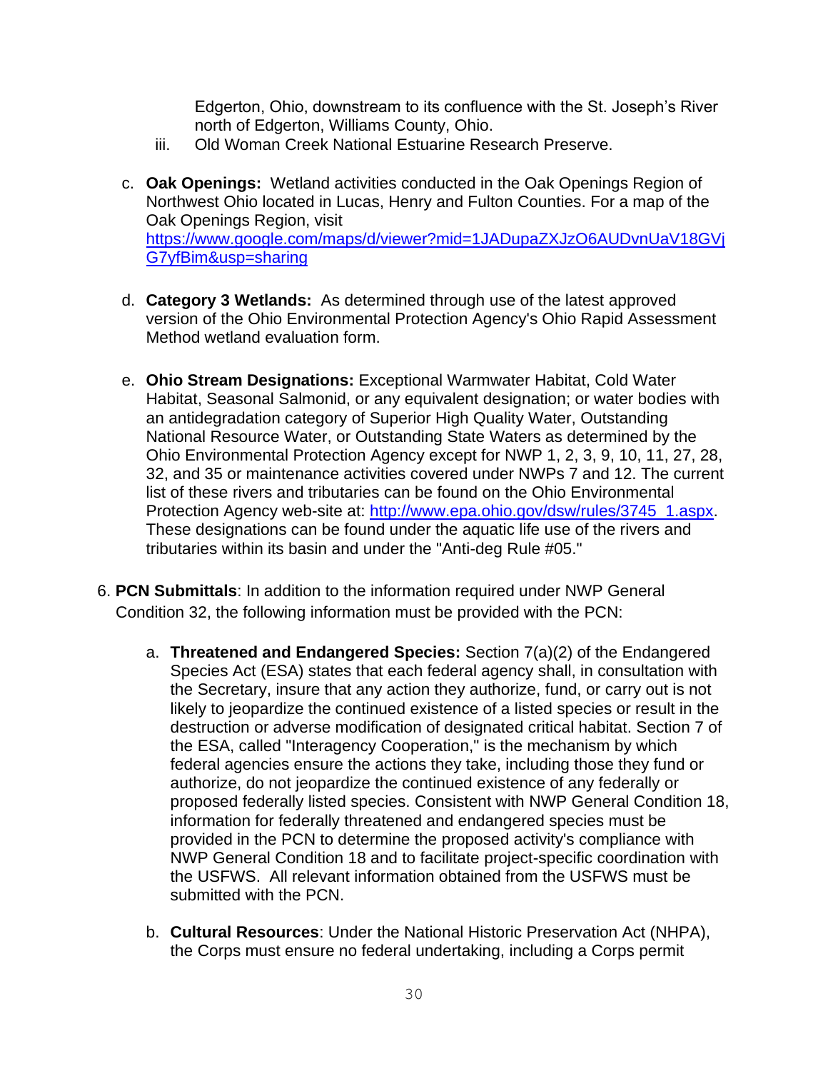Edgerton, Ohio, downstream to its confluence with the St. Joseph's River north of Edgerton, Williams County, Ohio.

iii. Old Woman Creek National Estuarine Research Preserve.

c. **Oak Openings:** Wetland activities conducted in the Oak Openings Region of Northwest Ohio located in Lucas, Henry and Fulton Counties. For a map of the Oak Openings Region, visit https://www.google.com/maps/d/viewer?mid=1JADupaZXJzO6AUDvnUaV18GVjG7yfBim&usp=sharing

d. **Category 3 Wetlands:** As determined through use of the latest approved version of the Ohio Environmental Protection Agency's Ohio Rapid Assessment Method wetland evaluation form.

e. **Ohio Stream Designations:** Exceptional Warmwater Habitat, Cold Water Habitat, Seasonal Salmonid, or any equivalent designation; or water bodies with an antidegradation category of Superior High Quality Water, Outstanding National Resource Water, or Outstanding State Waters as determined by the Ohio Environmental Protection Agency except for NWP 1, 2, 3, 9, 10, 11, 27, 28, 32, and 35 or maintenance activities covered under NWPs 7 and 12. The current list of these rivers and tributaries can be found on the Ohio Environmental Protection Agency web-site at: http://www.epa.ohio.gov/dsw/rules/3745_1.aspx. These designations can be found under the aquatic life use of the rivers and tributaries within its basin and under the "Anti-deg Rule #05."

6. **PCN Submittals**: In addition to the information required under NWP General Condition 32, the following information must be provided with the PCN:

    a. **Threatened and Endangered Species:** Section 7(a)(2) of the Endangered Species Act (ESA) states that each federal agency shall, in consultation with the Secretary, insure that any action they authorize, fund, or carry out is not likely to jeopardize the continued existence of a listed species or result in the destruction or adverse modification of designated critical habitat. Section 7 of the ESA, called "Interagency Cooperation," is the mechanism by which federal agencies ensure the actions they take, including those they fund or authorize, do not jeopardize the continued existence of any federally or proposed federally listed species. Consistent with NWP General Condition 18, information for federally threatened and endangered species must be provided in the PCN to determine the proposed activity's compliance with NWP General Condition 18 and to facilitate project-specific coordination with the USFWS. All relevant information obtained from the USFWS must be submitted with the PCN.

    b. **Cultural Resources**: Under the National Historic Preservation Act (NHPA), the Corps must ensure no federal undertaking, including a Corps permit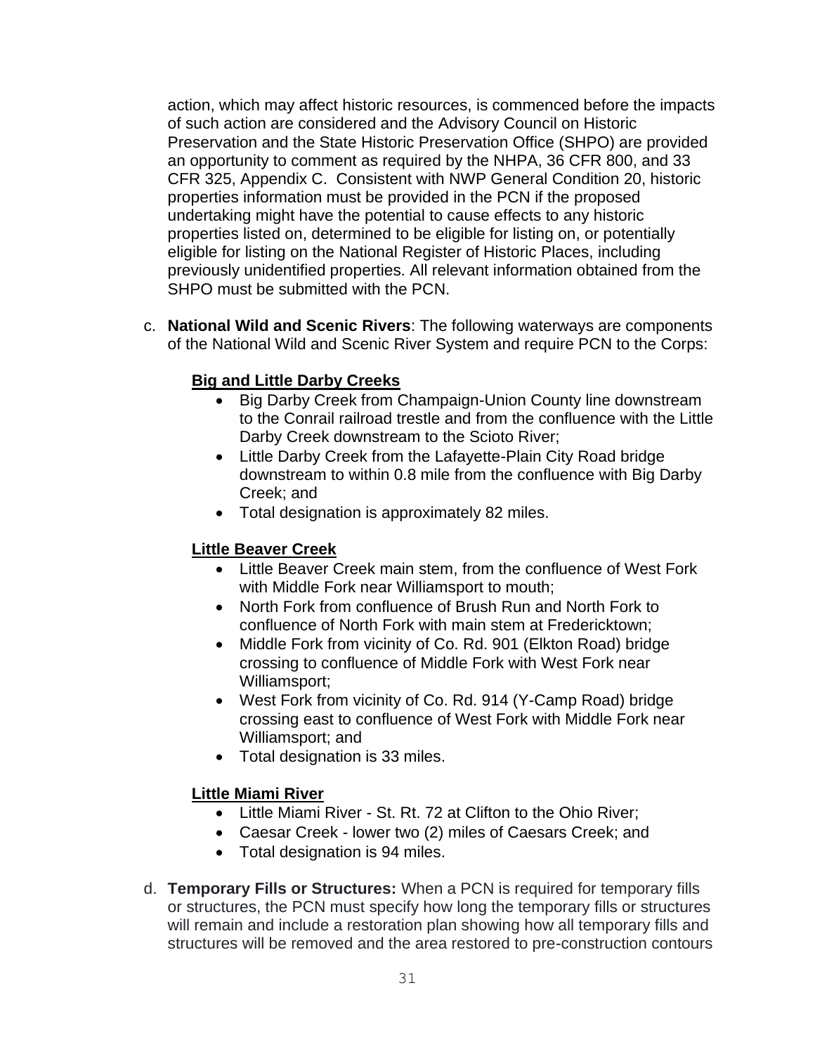action, which may affect historic resources, is commenced before the impacts of such action are considered and the Advisory Council on Historic Preservation and the State Historic Preservation Office (SHPO) are provided an opportunity to comment as required by the NHPA, 36 CFR 800, and 33 CFR 325, Appendix C. Consistent with NWP General Condition 20, historic properties information must be provided in the PCN if the proposed undertaking might have the potential to cause effects to any historic properties listed on, determined to be eligible for listing on, or potentially eligible for listing on the National Register of Historic Places, including previously unidentified properties. All relevant information obtained from the SHPO must be submitted with the PCN.

c. **National Wild and Scenic Rivers**: The following waterways are components of the National Wild and Scenic River System and require PCN to the Corps:

**Big and Little Darby Creeks**

- Big Darby Creek from Champaign-Union County line downstream to the Conrail railroad trestle and from the confluence with the Little Darby Creek downstream to the Scioto River;
- Little Darby Creek from the Lafayette-Plain City Road bridge downstream to within 0.8 mile from the confluence with Big Darby Creek; and
- Total designation is approximately 82 miles.

**Little Beaver Creek**

- Little Beaver Creek main stem, from the confluence of West Fork with Middle Fork near Williamsport to mouth;
- North Fork from confluence of Brush Run and North Fork to confluence of North Fork with main stem at Fredericktown;
- Middle Fork from vicinity of Co. Rd. 901 (Elkton Road) bridge crossing to confluence of Middle Fork with West Fork near Williamsport;
- West Fork from vicinity of Co. Rd. 914 (Y-Camp Road) bridge crossing east to confluence of West Fork with Middle Fork near Williamsport; and
- Total designation is 33 miles.

**Little Miami River**

- Little Miami River - St. Rt. 72 at Clifton to the Ohio River;
- Caesar Creek - lower two (2) miles of Caesars Creek; and
- Total designation is 94 miles.

d. **Temporary Fills or Structures:** When a PCN is required for temporary fills or structures, the PCN must specify how long the temporary fills or structures will remain and include a restoration plan showing how all temporary fills and structures will be removed and the area restored to pre-construction contours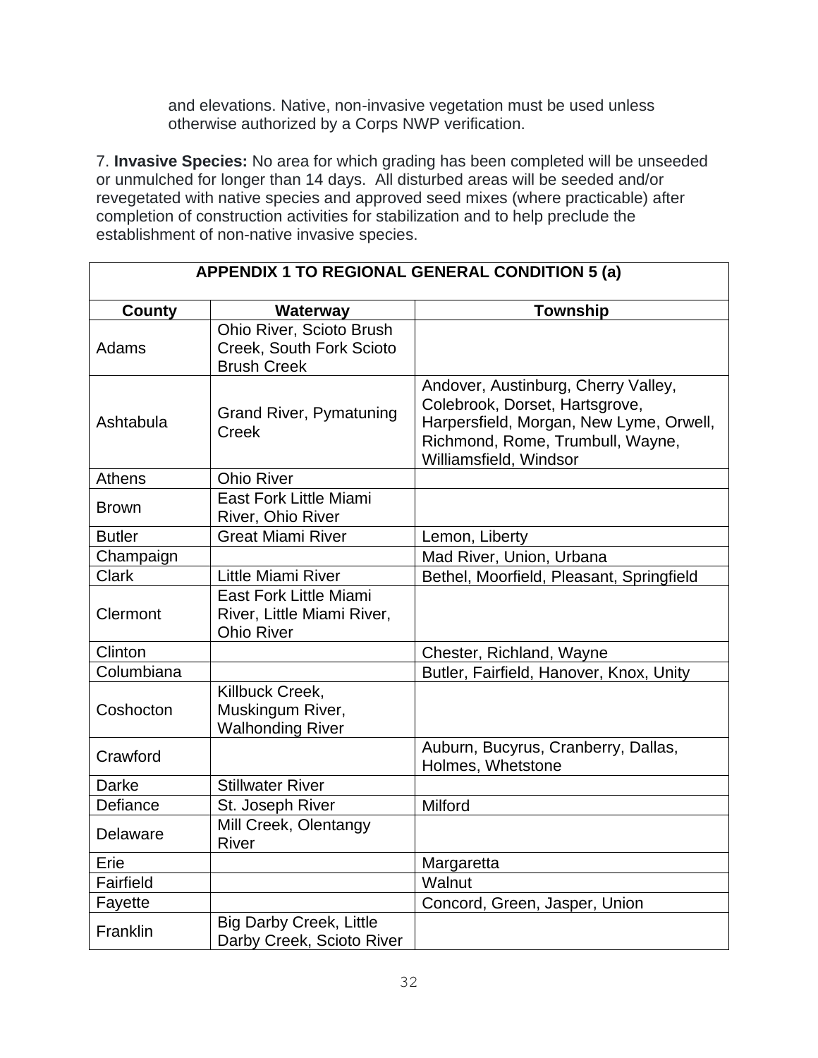and elevations. Native, non-invasive vegetation must be used unless otherwise authorized by a Corps NWP verification.

7. **Invasive Species:** No area for which grading has been completed will be unseeded or unmulched for longer than 14 days. All disturbed areas will be seeded and/or revegetated with native species and approved seed mixes (where practicable) after completion of construction activities for stabilization and to help preclude the establishment of non-native invasive species.

**APPENDIX 1 TO REGIONAL GENERAL CONDITION 5 (a)**

| County | Waterway | Township |
|---|---|---|
| Adams | Ohio River, Scioto Brush Creek, South Fork Scioto Brush Creek | |
| Ashtabula | Grand River, Pymatuning Creek | Andover, Austinburg, Cherry Valley, Colebrook, Dorset, Hartsgrove, Harpersfield, Morgan, New Lyme, Orwell, Richmond, Rome, Trumbull, Wayne, Williamsfield, Windsor |
| Athens | Ohio River | |
| Brown | East Fork Little Miami River, Ohio River | |
| Butler | Great Miami River | Lemon, Liberty |
| Champaign | | Mad River, Union, Urbana |
| Clark | Little Miami River | Bethel, Moorfield, Pleasant, Springfield |
| Clermont | East Fork Little Miami River, Little Miami River, Ohio River | |
| Clinton | | Chester, Richland, Wayne |
| Columbiana | | Butler, Fairfield, Hanover, Knox, Unity |
| Coshocton | Killbuck Creek, Muskingum River, Walhonding River | |
| Crawford | | Auburn, Bucyrus, Cranberry, Dallas, Holmes, Whetstone |
| Darke | Stillwater River | |
| Defiance | St. Joseph River | Milford |
| Delaware | Mill Creek, Olentangy River | |
| Erie | | Margaretta |
| Fairfield | | Walnut |
| Fayette | | Concord, Green, Jasper, Union |
| Franklin | Big Darby Creek, Little Darby Creek, Scioto River | |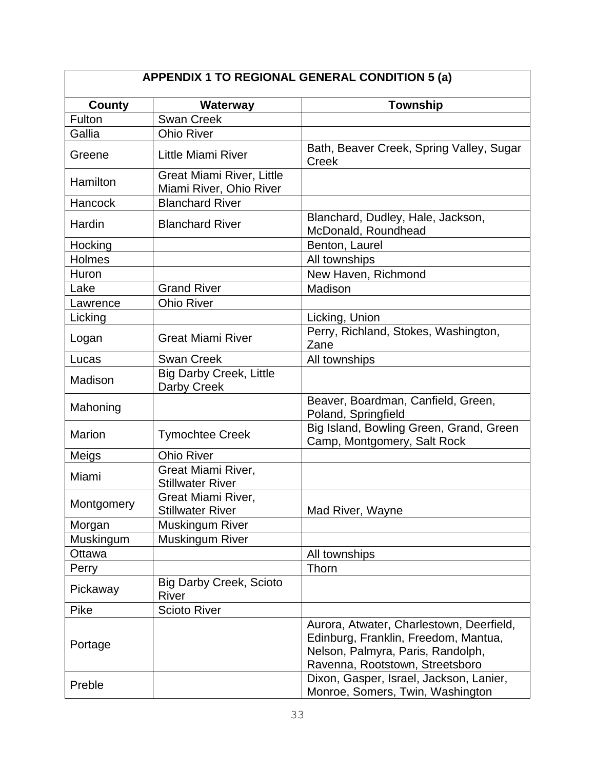| APPENDIX 1 TO REGIONAL GENERAL CONDITION 5 (a) | | |
|---|---|---|
| **County** | **Waterway** | **Township** |
| Fulton | Swan Creek | |
| Gallia | Ohio River | |
| Greene | Little Miami River | Bath, Beaver Creek, Spring Valley, Sugar Creek |
| Hamilton | Great Miami River, Little Miami River, Ohio River | |
| Hancock | Blanchard River | |
| Hardin | Blanchard River | Blanchard, Dudley, Hale, Jackson, McDonald, Roundhead |
| Hocking | | Benton, Laurel |
| Holmes | | All townships |
| Huron | | New Haven, Richmond |
| Lake | Grand River | Madison |
| Lawrence | Ohio River | |
| Licking | | Licking, Union |
| Logan | Great Miami River | Perry, Richland, Stokes, Washington, Zane |
| Lucas | Swan Creek | All townships |
| Madison | Big Darby Creek, Little Darby Creek | |
| Mahoning | | Beaver, Boardman, Canfield, Green, Poland, Springfield |
| Marion | Tymochtee Creek | Big Island, Bowling Green, Grand, Green Camp, Montgomery, Salt Rock |
| Meigs | Ohio River | |
| Miami | Great Miami River, Stillwater River | |
| Montgomery | Great Miami River, Stillwater River | Mad River, Wayne |
| Morgan | Muskingum River | |
| Muskingum | Muskingum River | |
| Ottawa | | All townships |
| Perry | | Thorn |
| Pickaway | Big Darby Creek, Scioto River | |
| Pike | Scioto River | |
| Portage | | Aurora, Atwater, Charlestown, Deerfield, Edinburg, Franklin, Freedom, Mantua, Nelson, Palmyra, Paris, Randolph, Ravenna, Rootstown, Streetsboro |
| Preble | | Dixon, Gasper, Israel, Jackson, Lanier, Monroe, Somers, Twin, Washington |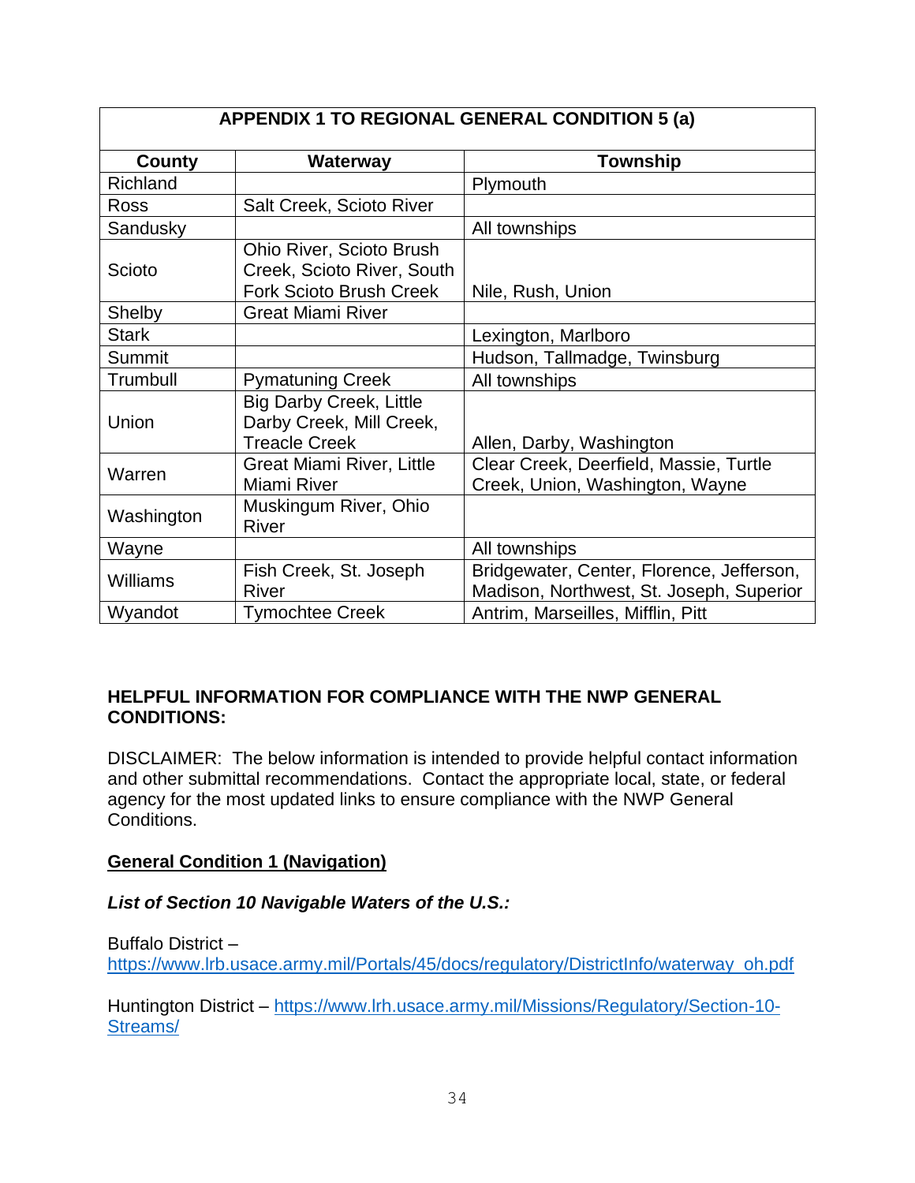| APPENDIX 1 TO REGIONAL GENERAL CONDITION 5 (a) | | |
|---|---|---|
| **County** | **Waterway** | **Township** |
| Richland | | Plymouth |
| Ross | Salt Creek, Scioto River | |
| Sandusky | | All townships |
| Scioto | Ohio River, Scioto Brush Creek, Scioto River, South Fork Scioto Brush Creek | Nile, Rush, Union |
| Shelby | Great Miami River | |
| Stark | | Lexington, Marlboro |
| Summit | | Hudson, Tallmadge, Twinsburg |
| Trumbull | Pymatuning Creek | All townships |
| Union | Big Darby Creek, Little Darby Creek, Mill Creek, Treacle Creek | Allen, Darby, Washington |
| Warren | Great Miami River, Little Miami River | Clear Creek, Deerfield, Massie, Turtle Creek, Union, Washington, Wayne |
| Washington | Muskingum River, Ohio River | |
| Wayne | | All townships |
| Williams | Fish Creek, St. Joseph River | Bridgewater, Center, Florence, Jefferson, Madison, Northwest, St. Joseph, Superior |
| Wyandot | Tymochtee Creek | Antrim, Marseilles, Mifflin, Pitt |

**HELPFUL INFORMATION FOR COMPLIANCE WITH THE NWP GENERAL CONDITIONS:**

DISCLAIMER: The below information is intended to provide helpful contact information and other submittal recommendations. Contact the appropriate local, state, or federal agency for the most updated links to ensure compliance with the NWP General Conditions.

**General Condition 1 (Navigation)**

***List of Section 10 Navigable Waters of the U.S.:***

Buffalo District – https://www.lrb.usace.army.mil/Portals/45/docs/regulatory/DistrictInfo/waterway_oh.pdf

Huntington District – https://www.lrh.usace.army.mil/Missions/Regulatory/Section-10-Streams/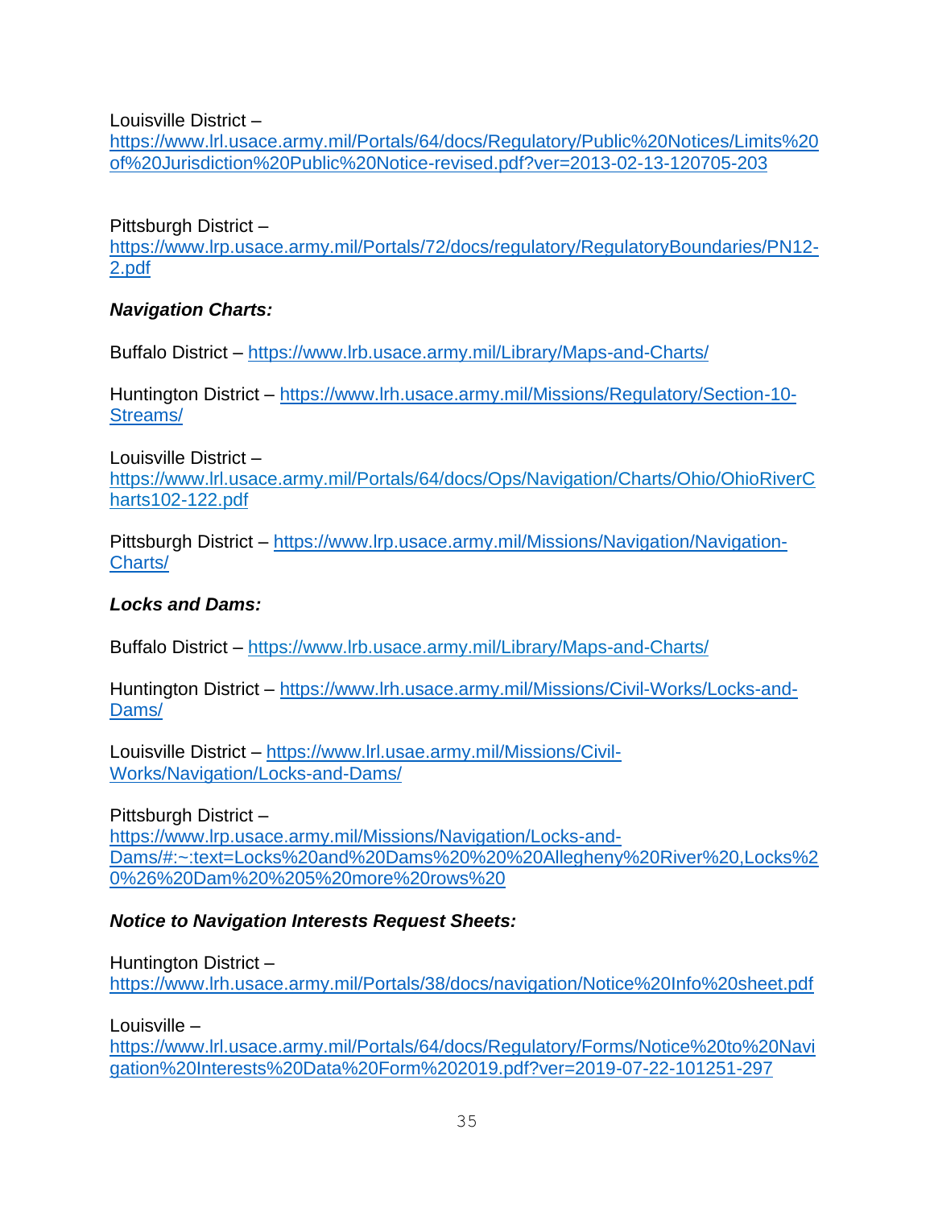Louisville District – https://www.lrl.usace.army.mil/Portals/64/docs/Regulatory/Public%20Notices/Limits%20of%20Jurisdiction%20Public%20Notice-revised.pdf?ver=2013-02-13-120705-203

Pittsburgh District – https://www.lrp.usace.army.mil/Portals/72/docs/regulatory/RegulatoryBoundaries/PN12-2.pdf

***Navigation Charts:***

Buffalo District – https://www.lrb.usace.army.mil/Library/Maps-and-Charts/

Huntington District – https://www.lrh.usace.army.mil/Missions/Regulatory/Section-10-Streams/

Louisville District – https://www.lrl.usace.army.mil/Portals/64/docs/Ops/Navigation/Charts/Ohio/OhioRiverCharts102-122.pdf

Pittsburgh District – https://www.lrp.usace.army.mil/Missions/Navigation/Navigation-Charts/

***Locks and Dams:***

Buffalo District – https://www.lrb.usace.army.mil/Library/Maps-and-Charts/

Huntington District – https://www.lrh.usace.army.mil/Missions/Civil-Works/Locks-and-Dams/

Louisville District – https://www.lrl.usae.army.mil/Missions/Civil-Works/Navigation/Locks-and-Dams/

Pittsburgh District – https://www.lrp.usace.army.mil/Missions/Navigation/Locks-and-Dams/#:~:text=Locks%20and%20Dams%20%20%20Allegheny%20River%20,Locks%20%26%20Dam%20%205%20more%20rows%20

***Notice to Navigation Interests Request Sheets:***

Huntington District – https://www.lrh.usace.army.mil/Portals/38/docs/navigation/Notice%20Info%20sheet.pdf

Louisville – https://www.lrl.usace.army.mil/Portals/64/docs/Regulatory/Forms/Notice%20to%20Navigation%20Interests%20Data%20Form%202019.pdf?ver=2019-07-22-101251-297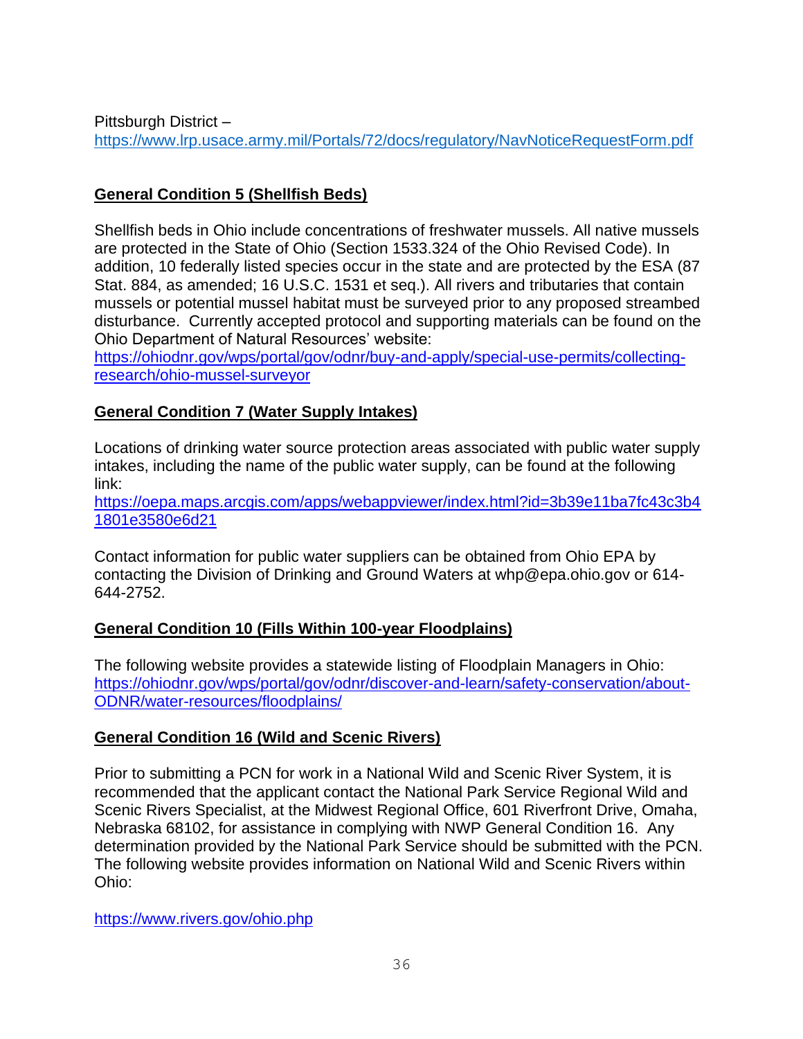Pittsburgh District – https://www.lrp.usace.army.mil/Portals/72/docs/regulatory/NavNoticeRequestForm.pdf

**General Condition 5 (Shellfish Beds)**

Shellfish beds in Ohio include concentrations of freshwater mussels. All native mussels are protected in the State of Ohio (Section 1533.324 of the Ohio Revised Code). In addition, 10 federally listed species occur in the state and are protected by the ESA (87 Stat. 884, as amended; 16 U.S.C. 1531 et seq.). All rivers and tributaries that contain mussels or potential mussel habitat must be surveyed prior to any proposed streambed disturbance. Currently accepted protocol and supporting materials can be found on the Ohio Department of Natural Resources' website: https://ohiodnr.gov/wps/portal/gov/odnr/buy-and-apply/special-use-permits/collecting-research/ohio-mussel-surveyor

**General Condition 7 (Water Supply Intakes)**

Locations of drinking water source protection areas associated with public water supply intakes, including the name of the public water supply, can be found at the following link:
https://oepa.maps.arcgis.com/apps/webappviewer/index.html?id=3b39e11ba7fc43c3b41801e3580e6d21

Contact information for public water suppliers can be obtained from Ohio EPA by contacting the Division of Drinking and Ground Waters at whp@epa.ohio.gov or 614-644-2752.

**General Condition 10 (Fills Within 100-year Floodplains)**

The following website provides a statewide listing of Floodplain Managers in Ohio: https://ohiodnr.gov/wps/portal/gov/odnr/discover-and-learn/safety-conservation/about-ODNR/water-resources/floodplains/

**General Condition 16 (Wild and Scenic Rivers)**

Prior to submitting a PCN for work in a National Wild and Scenic River System, it is recommended that the applicant contact the National Park Service Regional Wild and Scenic Rivers Specialist, at the Midwest Regional Office, 601 Riverfront Drive, Omaha, Nebraska 68102, for assistance in complying with NWP General Condition 16. Any determination provided by the National Park Service should be submitted with the PCN. The following website provides information on National Wild and Scenic Rivers within Ohio:

https://www.rivers.gov/ohio.php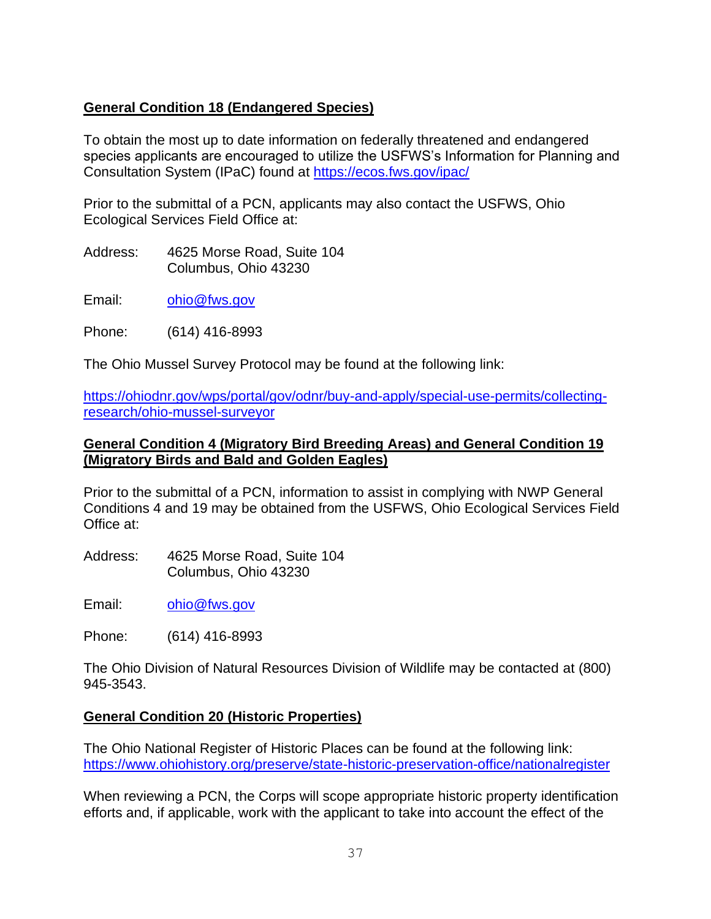**General Condition 18 (Endangered Species)**

To obtain the most up to date information on federally threatened and endangered species applicants are encouraged to utilize the USFWS's Information for Planning and Consultation System (IPaC) found at https://ecos.fws.gov/ipac/

Prior to the submittal of a PCN, applicants may also contact the USFWS, Ohio Ecological Services Field Office at:

Address: 4625 Morse Road, Suite 104
Columbus, Ohio 43230

Email: ohio@fws.gov

Phone: (614) 416-8993

The Ohio Mussel Survey Protocol may be found at the following link:

https://ohiodnr.gov/wps/portal/gov/odnr/buy-and-apply/special-use-permits/collecting-research/ohio-mussel-surveyor

**General Condition 4 (Migratory Bird Breeding Areas) and General Condition 19 (Migratory Birds and Bald and Golden Eagles)**

Prior to the submittal of a PCN, information to assist in complying with NWP General Conditions 4 and 19 may be obtained from the USFWS, Ohio Ecological Services Field Office at:

Address: 4625 Morse Road, Suite 104
Columbus, Ohio 43230

Email: ohio@fws.gov

Phone: (614) 416-8993

The Ohio Division of Natural Resources Division of Wildlife may be contacted at (800) 945-3543.

**General Condition 20 (Historic Properties)**

The Ohio National Register of Historic Places can be found at the following link: https://www.ohiohistory.org/preserve/state-historic-preservation-office/nationalregister

When reviewing a PCN, the Corps will scope appropriate historic property identification efforts and, if applicable, work with the applicant to take into account the effect of the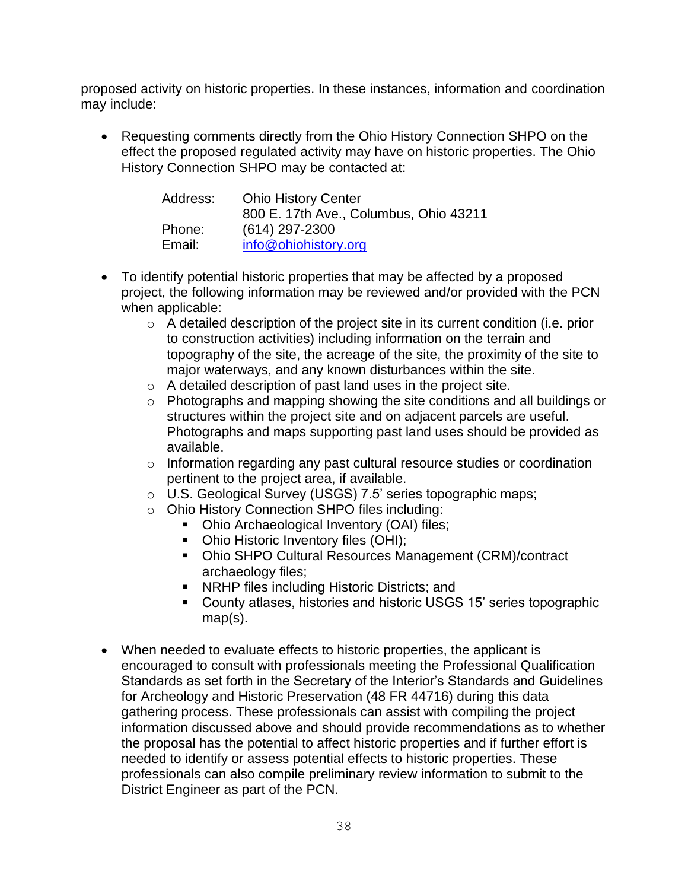proposed activity on historic properties. In these instances, information and coordination may include:

- Requesting comments directly from the Ohio History Connection SHPO on the effect the proposed regulated activity may have on historic properties. The Ohio History Connection SHPO may be contacted at:

  | | |
  |---|---|
  | Address: | Ohio History Center |
  | | 800 E. 17th Ave., Columbus, Ohio 43211 |
  | Phone: | (614) 297-2300 |
  | Email: | info@ohiohistory.org |

- To identify potential historic properties that may be affected by a proposed project, the following information may be reviewed and/or provided with the PCN when applicable:
  - A detailed description of the project site in its current condition (i.e. prior to construction activities) including information on the terrain and topography of the site, the acreage of the site, the proximity of the site to major waterways, and any known disturbances within the site.
  - A detailed description of past land uses in the project site.
  - Photographs and mapping showing the site conditions and all buildings or structures within the project site and on adjacent parcels are useful. Photographs and maps supporting past land uses should be provided as available.
  - Information regarding any past cultural resource studies or coordination pertinent to the project area, if available.
  - U.S. Geological Survey (USGS) 7.5' series topographic maps;
  - Ohio History Connection SHPO files including:
    - Ohio Archaeological Inventory (OAI) files;
    - Ohio Historic Inventory files (OHI);
    - Ohio SHPO Cultural Resources Management (CRM)/contract archaeology files;
    - NRHP files including Historic Districts; and
    - County atlases, histories and historic USGS 15' series topographic map(s).

- When needed to evaluate effects to historic properties, the applicant is encouraged to consult with professionals meeting the Professional Qualification Standards as set forth in the Secretary of the Interior's Standards and Guidelines for Archeology and Historic Preservation (48 FR 44716) during this data gathering process. These professionals can assist with compiling the project information discussed above and should provide recommendations as to whether the proposal has the potential to affect historic properties and if further effort is needed to identify or assess potential effects to historic properties. These professionals can also compile preliminary review information to submit to the District Engineer as part of the PCN.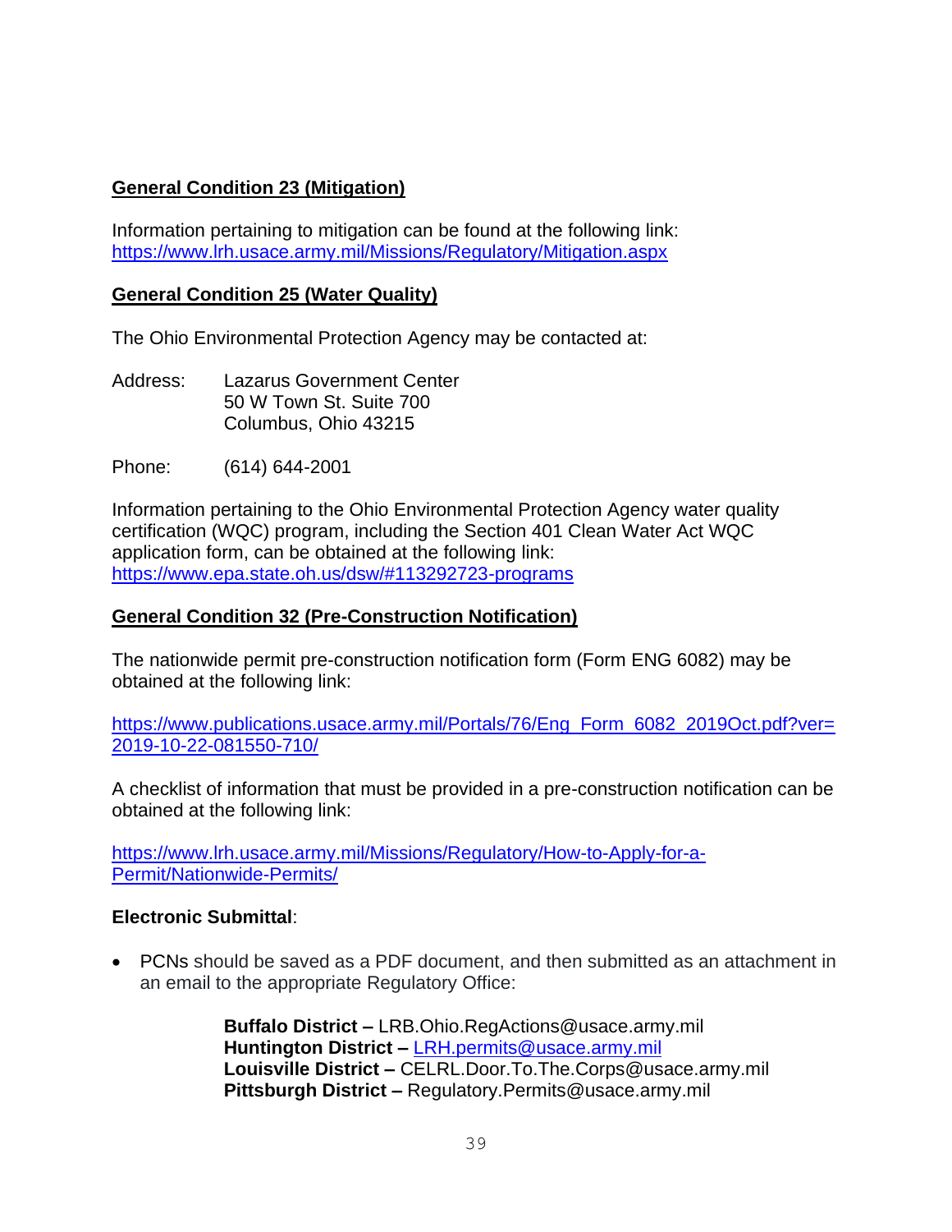**General Condition 23 (Mitigation)**

Information pertaining to mitigation can be found at the following link:
https://www.lrh.usace.army.mil/Missions/Regulatory/Mitigation.aspx

**General Condition 25 (Water Quality)**

The Ohio Environmental Protection Agency may be contacted at:

Address: Lazarus Government Center
50 W Town St. Suite 700
Columbus, Ohio 43215

Phone: (614) 644-2001

Information pertaining to the Ohio Environmental Protection Agency water quality certification (WQC) program, including the Section 401 Clean Water Act WQC application form, can be obtained at the following link:
https://www.epa.state.oh.us/dsw/#113292723-programs

**General Condition 32 (Pre-Construction Notification)**

The nationwide permit pre-construction notification form (Form ENG 6082) may be obtained at the following link:

https://www.publications.usace.army.mil/Portals/76/Eng_Form_6082_2019Oct.pdf?ver=2019-10-22-081550-710/

A checklist of information that must be provided in a pre-construction notification can be obtained at the following link:

https://www.lrh.usace.army.mil/Missions/Regulatory/How-to-Apply-for-a-Permit/Nationwide-Permits/

**Electronic Submittal**:

- PCNs should be saved as a PDF document, and then submitted as an attachment in an email to the appropriate Regulatory Office:

  **Buffalo District –** LRB.Ohio.RegActions@usace.army.mil
  **Huntington District –** LRH.permits@usace.army.mil
  **Louisville District –** CELRL.Door.To.The.Corps@usace.army.mil
  **Pittsburgh District –** Regulatory.Permits@usace.army.mil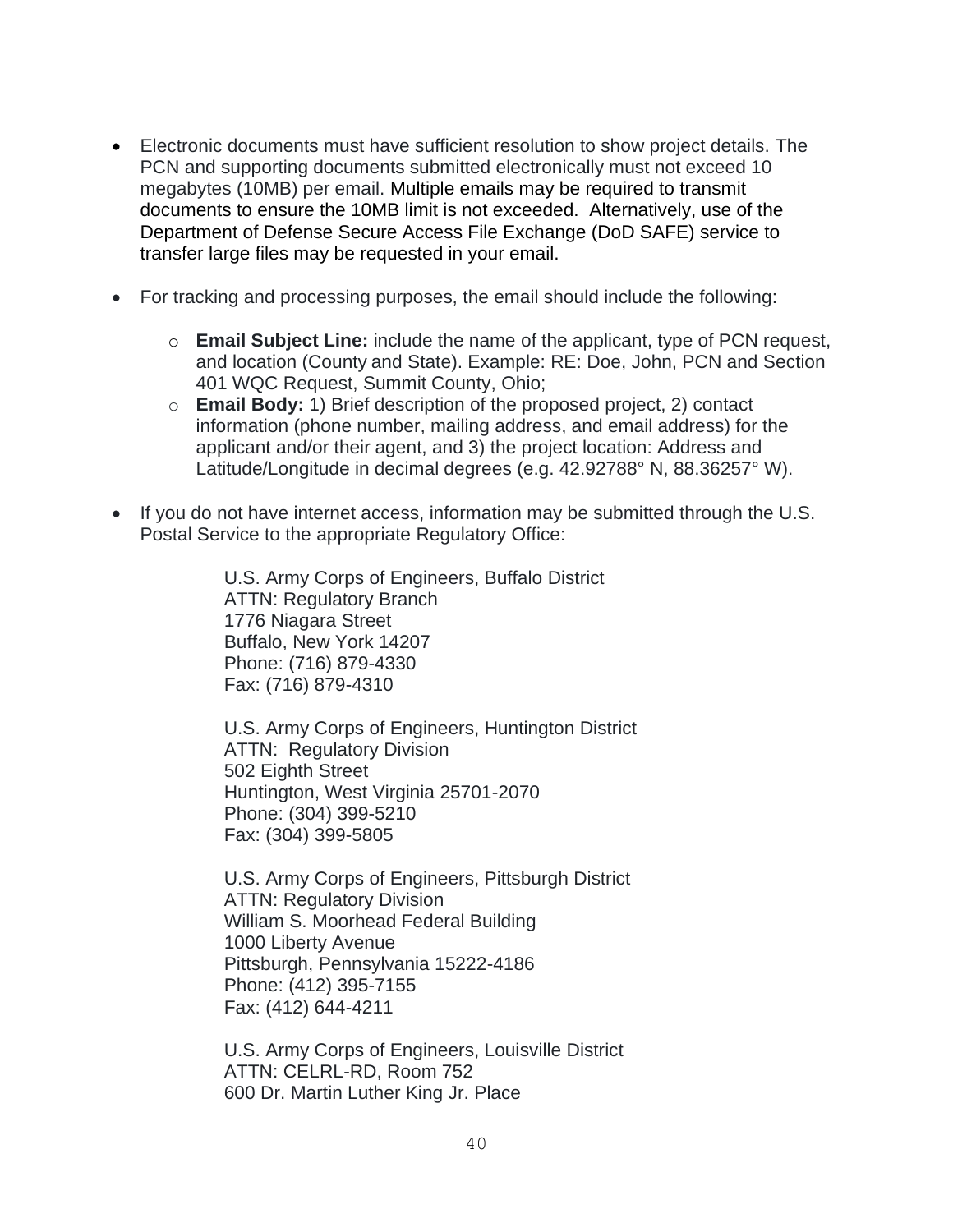- Electronic documents must have sufficient resolution to show project details. The PCN and supporting documents submitted electronically must not exceed 10 megabytes (10MB) per email. Multiple emails may be required to transmit documents to ensure the 10MB limit is not exceeded. Alternatively, use of the Department of Defense Secure Access File Exchange (DoD SAFE) service to transfer large files may be requested in your email.

- For tracking and processing purposes, the email should include the following:

  - **Email Subject Line:** include the name of the applicant, type of PCN request, and location (County and State). Example: RE: Doe, John, PCN and Section 401 WQC Request, Summit County, Ohio;
  - **Email Body:** 1) Brief description of the proposed project, 2) contact information (phone number, mailing address, and email address) for the applicant and/or their agent, and 3) the project location: Address and Latitude/Longitude in decimal degrees (e.g. 42.92788° N, 88.36257° W).

- If you do not have internet access, information may be submitted through the U.S. Postal Service to the appropriate Regulatory Office:

  U.S. Army Corps of Engineers, Buffalo District
  ATTN: Regulatory Branch
  1776 Niagara Street
  Buffalo, New York 14207
  Phone: (716) 879-4330
  Fax: (716) 879-4310

  U.S. Army Corps of Engineers, Huntington District
  ATTN: Regulatory Division
  502 Eighth Street
  Huntington, West Virginia 25701-2070
  Phone: (304) 399-5210
  Fax: (304) 399-5805

  U.S. Army Corps of Engineers, Pittsburgh District
  ATTN: Regulatory Division
  William S. Moorhead Federal Building
  1000 Liberty Avenue
  Pittsburgh, Pennsylvania 15222-4186
  Phone: (412) 395-7155
  Fax: (412) 644-4211

  U.S. Army Corps of Engineers, Louisville District
  ATTN: CELRL-RD, Room 752
  600 Dr. Martin Luther King Jr. Place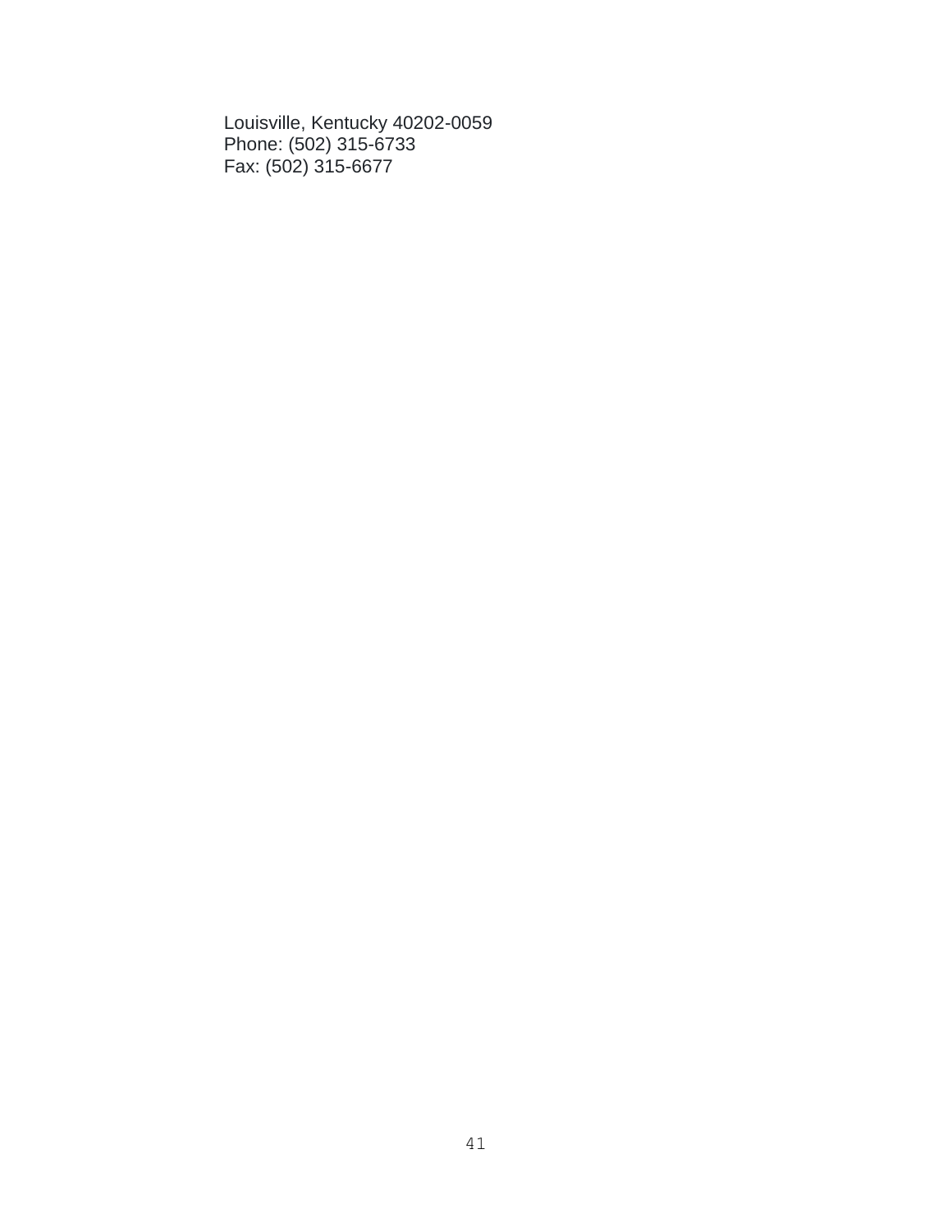Louisville, Kentucky 40202-0059
Phone: (502) 315-6733
Fax: (502) 315-6677